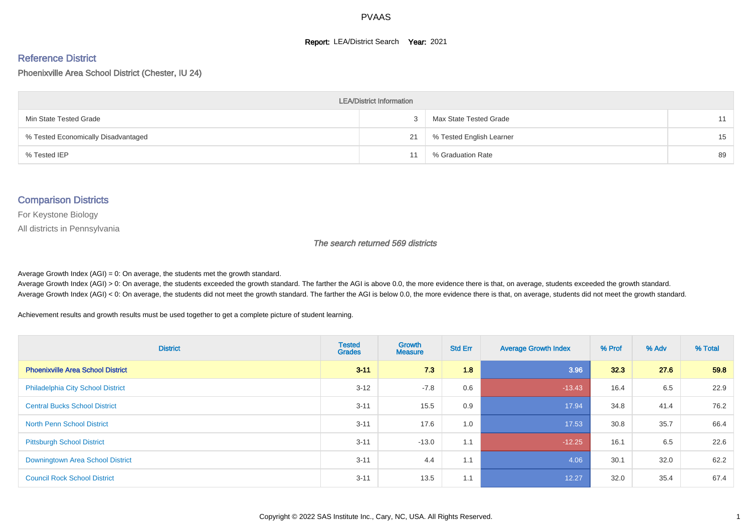PVAAS

**Report:** LEA/District Search **Year:** 2021

## Reference District

Phoenixville Area School District (Chester, IU 24)

| LEA/District Information | | | |
|---|---|---|---|
| Min State Tested Grade | 3 | Max State Tested Grade | 11 |
| % Tested Economically Disadvantaged | 21 | % Tested English Learner | 15 |
| % Tested IEP | 11 | % Graduation Rate | 89 |

## Comparison Districts

For Keystone Biology

All districts in Pennsylvania

*The search returned 569 districts*

Average Growth Index (AGI) = 0: On average, the students met the growth standard.
Average Growth Index (AGI) > 0: On average, the students exceeded the growth standard. The farther the AGI is above 0.0, the more evidence there is that, on average, students exceeded the growth standard.
Average Growth Index (AGI) < 0: On average, the students did not meet the growth standard. The farther the AGI is below 0.0, the more evidence there is that, on average, students did not meet the growth standard.

Achievement results and growth results must be used together to get a complete picture of student learning.

| District | Tested Grades | Growth Measure | Std Err | Average Growth Index | % Prof | % Adv | % Total |
|---|---|---|---|---|---|---|---|
| **Phoenixville Area School District** | **3-11** | **7.3** | **1.8** | **3.96** | **32.3** | **27.6** | **59.8** |
| Philadelphia City School District | 3-12 | -7.8 | 0.6 | -13.43 | 16.4 | 6.5 | 22.9 |
| Central Bucks School District | 3-11 | 15.5 | 0.9 | 17.94 | 34.8 | 41.4 | 76.2 |
| North Penn School District | 3-11 | 17.6 | 1.0 | 17.53 | 30.8 | 35.7 | 66.4 |
| Pittsburgh School District | 3-11 | -13.0 | 1.1 | -12.25 | 16.1 | 6.5 | 22.6 |
| Downingtown Area School District | 3-11 | 4.4 | 1.1 | 4.06 | 30.1 | 32.0 | 62.2 |
| Council Rock School District | 3-11 | 13.5 | 1.1 | 12.27 | 32.0 | 35.4 | 67.4 |

Copyright © 2022 SAS Institute Inc., Cary, NC, USA. All Rights Reserved.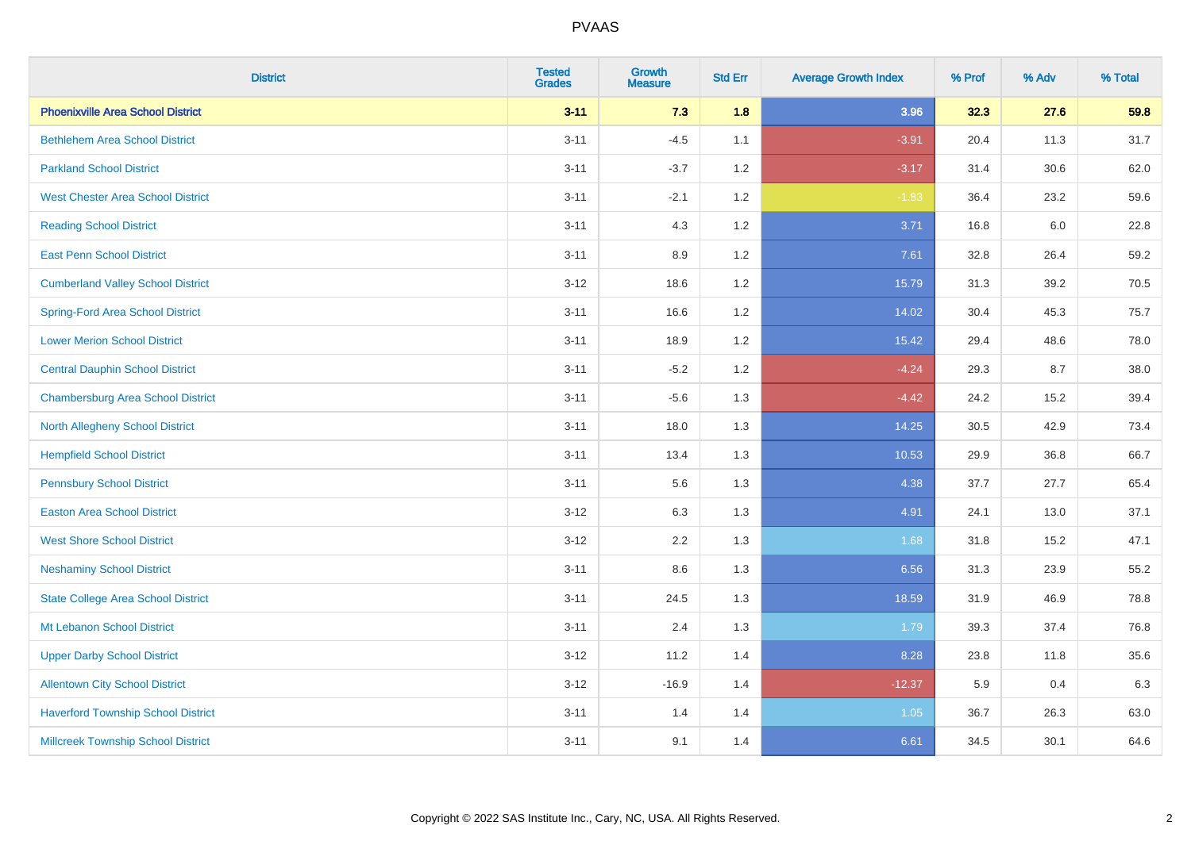# PVAAS

| District | Tested Grades | Growth Measure | Std Err | Average Growth Index | % Prof | % Adv | % Total |
|---|---|---|---|---|---|---|---|
| **Phoenixville Area School District** | **3-11** | **7.3** | **1.8** | **3.96** | **32.3** | **27.6** | **59.8** |
| Bethlehem Area School District | 3-11 | -4.5 | 1.1 | -3.91 | 20.4 | 11.3 | 31.7 |
| Parkland School District | 3-11 | -3.7 | 1.2 | -3.17 | 31.4 | 30.6 | 62.0 |
| West Chester Area School District | 3-11 | -2.1 | 1.2 | -1.83 | 36.4 | 23.2 | 59.6 |
| Reading School District | 3-11 | 4.3 | 1.2 | 3.71 | 16.8 | 6.0 | 22.8 |
| East Penn School District | 3-11 | 8.9 | 1.2 | 7.61 | 32.8 | 26.4 | 59.2 |
| Cumberland Valley School District | 3-12 | 18.6 | 1.2 | 15.79 | 31.3 | 39.2 | 70.5 |
| Spring-Ford Area School District | 3-11 | 16.6 | 1.2 | 14.02 | 30.4 | 45.3 | 75.7 |
| Lower Merion School District | 3-11 | 18.9 | 1.2 | 15.42 | 29.4 | 48.6 | 78.0 |
| Central Dauphin School District | 3-11 | -5.2 | 1.2 | -4.24 | 29.3 | 8.7 | 38.0 |
| Chambersburg Area School District | 3-11 | -5.6 | 1.3 | -4.42 | 24.2 | 15.2 | 39.4 |
| North Allegheny School District | 3-11 | 18.0 | 1.3 | 14.25 | 30.5 | 42.9 | 73.4 |
| Hempfield School District | 3-11 | 13.4 | 1.3 | 10.53 | 29.9 | 36.8 | 66.7 |
| Pennsbury School District | 3-11 | 5.6 | 1.3 | 4.38 | 37.7 | 27.7 | 65.4 |
| Easton Area School District | 3-12 | 6.3 | 1.3 | 4.91 | 24.1 | 13.0 | 37.1 |
| West Shore School District | 3-12 | 2.2 | 1.3 | 1.68 | 31.8 | 15.2 | 47.1 |
| Neshaminy School District | 3-11 | 8.6 | 1.3 | 6.56 | 31.3 | 23.9 | 55.2 |
| State College Area School District | 3-11 | 24.5 | 1.3 | 18.59 | 31.9 | 46.9 | 78.8 |
| Mt Lebanon School District | 3-11 | 2.4 | 1.3 | 1.79 | 39.3 | 37.4 | 76.8 |
| Upper Darby School District | 3-12 | 11.2 | 1.4 | 8.28 | 23.8 | 11.8 | 35.6 |
| Allentown City School District | 3-12 | -16.9 | 1.4 | -12.37 | 5.9 | 0.4 | 6.3 |
| Haverford Township School District | 3-11 | 1.4 | 1.4 | 1.05 | 36.7 | 26.3 | 63.0 |
| Millcreek Township School District | 3-11 | 9.1 | 1.4 | 6.61 | 34.5 | 30.1 | 64.6 |

Copyright © 2022 SAS Institute Inc., Cary, NC, USA. All Rights Reserved.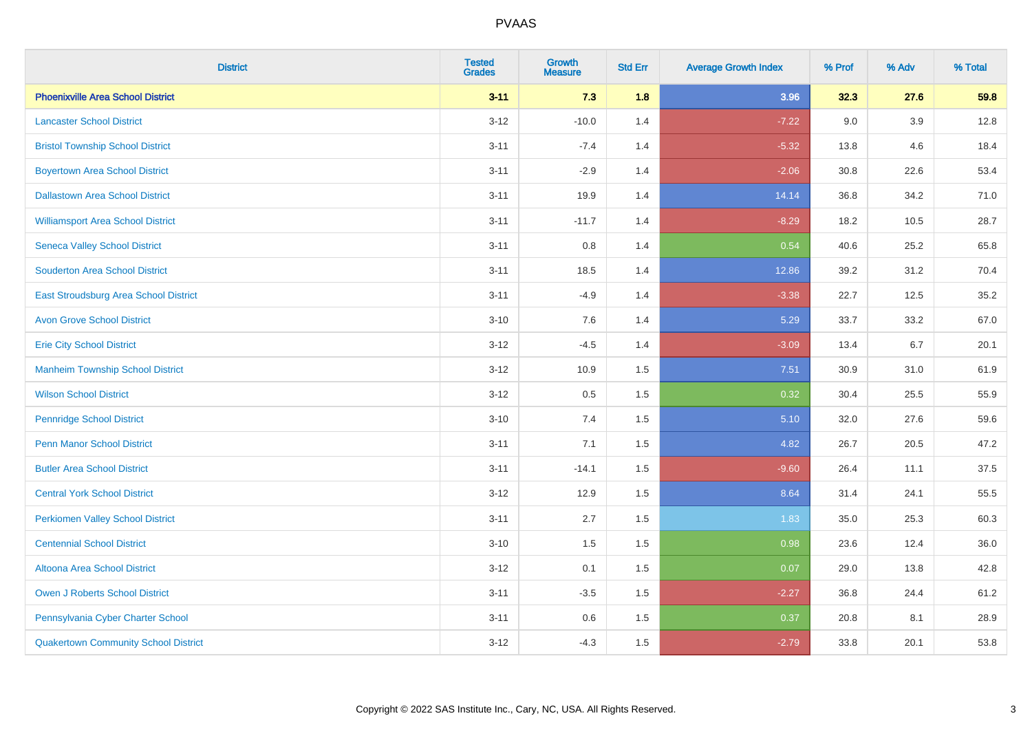PVAAS

| District | Tested Grades | Growth Measure | Std Err | Average Growth Index | % Prof | % Adv | % Total |
|---|---|---|---|---|---|---|---|
| **Phoenixville Area School District** | **3-11** | **7.3** | **1.8** | **3.96** | **32.3** | **27.6** | **59.8** |
| Lancaster School District | 3-12 | -10.0 | 1.4 | -7.22 | 9.0 | 3.9 | 12.8 |
| Bristol Township School District | 3-11 | -7.4 | 1.4 | -5.32 | 13.8 | 4.6 | 18.4 |
| Boyertown Area School District | 3-11 | -2.9 | 1.4 | -2.06 | 30.8 | 22.6 | 53.4 |
| Dallastown Area School District | 3-11 | 19.9 | 1.4 | 14.14 | 36.8 | 34.2 | 71.0 |
| Williamsport Area School District | 3-11 | -11.7 | 1.4 | -8.29 | 18.2 | 10.5 | 28.7 |
| Seneca Valley School District | 3-11 | 0.8 | 1.4 | 0.54 | 40.6 | 25.2 | 65.8 |
| Souderton Area School District | 3-11 | 18.5 | 1.4 | 12.86 | 39.2 | 31.2 | 70.4 |
| East Stroudsburg Area School District | 3-11 | -4.9 | 1.4 | -3.38 | 22.7 | 12.5 | 35.2 |
| Avon Grove School District | 3-10 | 7.6 | 1.4 | 5.29 | 33.7 | 33.2 | 67.0 |
| Erie City School District | 3-12 | -4.5 | 1.4 | -3.09 | 13.4 | 6.7 | 20.1 |
| Manheim Township School District | 3-12 | 10.9 | 1.5 | 7.51 | 30.9 | 31.0 | 61.9 |
| Wilson School District | 3-12 | 0.5 | 1.5 | 0.32 | 30.4 | 25.5 | 55.9 |
| Pennridge School District | 3-10 | 7.4 | 1.5 | 5.10 | 32.0 | 27.6 | 59.6 |
| Penn Manor School District | 3-11 | 7.1 | 1.5 | 4.82 | 26.7 | 20.5 | 47.2 |
| Butler Area School District | 3-11 | -14.1 | 1.5 | -9.60 | 26.4 | 11.1 | 37.5 |
| Central York School District | 3-12 | 12.9 | 1.5 | 8.64 | 31.4 | 24.1 | 55.5 |
| Perkiomen Valley School District | 3-11 | 2.7 | 1.5 | 1.83 | 35.0 | 25.3 | 60.3 |
| Centennial School District | 3-10 | 1.5 | 1.5 | 0.98 | 23.6 | 12.4 | 36.0 |
| Altoona Area School District | 3-12 | 0.1 | 1.5 | 0.07 | 29.0 | 13.8 | 42.8 |
| Owen J Roberts School District | 3-11 | -3.5 | 1.5 | -2.27 | 36.8 | 24.4 | 61.2 |
| Pennsylvania Cyber Charter School | 3-11 | 0.6 | 1.5 | 0.37 | 20.8 | 8.1 | 28.9 |
| Quakertown Community School District | 3-12 | -4.3 | 1.5 | -2.79 | 33.8 | 20.1 | 53.8 |

Copyright © 2022 SAS Institute Inc., Cary, NC, USA. All Rights Reserved.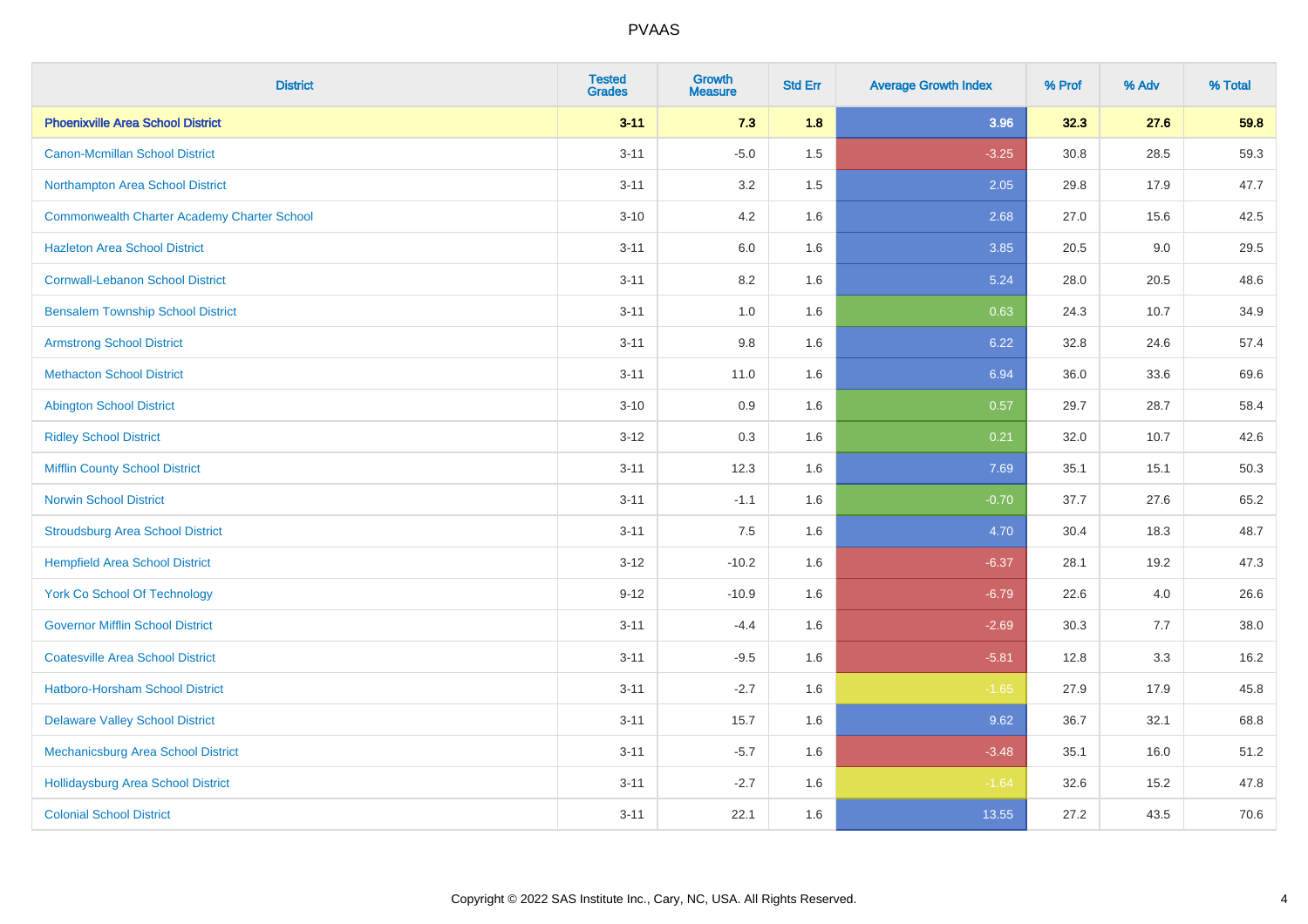PVAAS

| District | Tested Grades | Growth Measure | Std Err | Average Growth Index | % Prof | % Adv | % Total |
|---|---|---|---|---|---|---|---|
| **Phoenixville Area School District** | **3-11** | **7.3** | **1.8** | **3.96** | **32.3** | **27.6** | **59.8** |
| Canon-Mcmillan School District | 3-11 | -5.0 | 1.5 | -3.25 | 30.8 | 28.5 | 59.3 |
| Northampton Area School District | 3-11 | 3.2 | 1.5 | 2.05 | 29.8 | 17.9 | 47.7 |
| Commonwealth Charter Academy Charter School | 3-10 | 4.2 | 1.6 | 2.68 | 27.0 | 15.6 | 42.5 |
| Hazleton Area School District | 3-11 | 6.0 | 1.6 | 3.85 | 20.5 | 9.0 | 29.5 |
| Cornwall-Lebanon School District | 3-11 | 8.2 | 1.6 | 5.24 | 28.0 | 20.5 | 48.6 |
| Bensalem Township School District | 3-11 | 1.0 | 1.6 | 0.63 | 24.3 | 10.7 | 34.9 |
| Armstrong School District | 3-11 | 9.8 | 1.6 | 6.22 | 32.8 | 24.6 | 57.4 |
| Methacton School District | 3-11 | 11.0 | 1.6 | 6.94 | 36.0 | 33.6 | 69.6 |
| Abington School District | 3-10 | 0.9 | 1.6 | 0.57 | 29.7 | 28.7 | 58.4 |
| Ridley School District | 3-12 | 0.3 | 1.6 | 0.21 | 32.0 | 10.7 | 42.6 |
| Mifflin County School District | 3-11 | 12.3 | 1.6 | 7.69 | 35.1 | 15.1 | 50.3 |
| Norwin School District | 3-11 | -1.1 | 1.6 | -0.70 | 37.7 | 27.6 | 65.2 |
| Stroudsburg Area School District | 3-11 | 7.5 | 1.6 | 4.70 | 30.4 | 18.3 | 48.7 |
| Hempfield Area School District | 3-12 | -10.2 | 1.6 | -6.37 | 28.1 | 19.2 | 47.3 |
| York Co School Of Technology | 9-12 | -10.9 | 1.6 | -6.79 | 22.6 | 4.0 | 26.6 |
| Governor Mifflin School District | 3-11 | -4.4 | 1.6 | -2.69 | 30.3 | 7.7 | 38.0 |
| Coatesville Area School District | 3-11 | -9.5 | 1.6 | -5.81 | 12.8 | 3.3 | 16.2 |
| Hatboro-Horsham School District | 3-11 | -2.7 | 1.6 | -1.65 | 27.9 | 17.9 | 45.8 |
| Delaware Valley School District | 3-11 | 15.7 | 1.6 | 9.62 | 36.7 | 32.1 | 68.8 |
| Mechanicsburg Area School District | 3-11 | -5.7 | 1.6 | -3.48 | 35.1 | 16.0 | 51.2 |
| Hollidaysburg Area School District | 3-11 | -2.7 | 1.6 | -1.64 | 32.6 | 15.2 | 47.8 |
| Colonial School District | 3-11 | 22.1 | 1.6 | 13.55 | 27.2 | 43.5 | 70.6 |

Copyright © 2022 SAS Institute Inc., Cary, NC, USA. All Rights Reserved.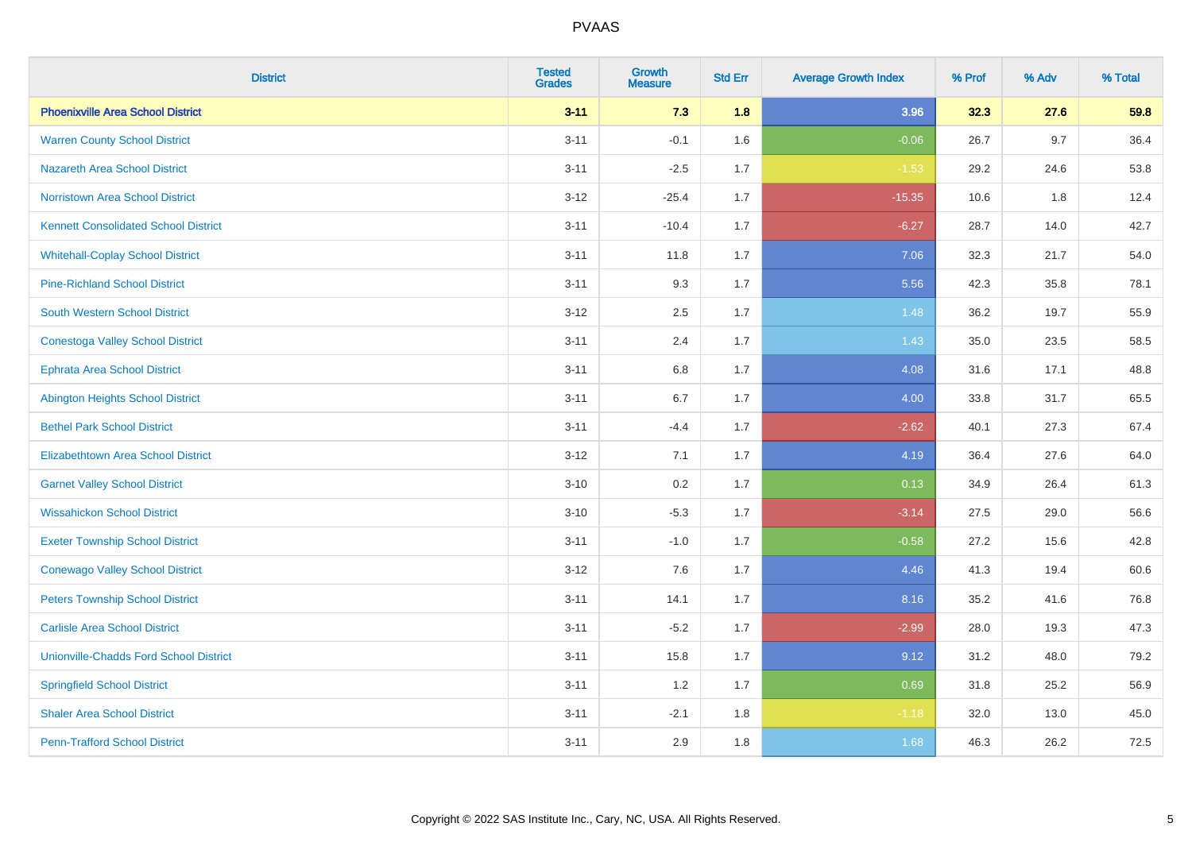# PVAAS

| District | Tested Grades | Growth Measure | Std Err | Average Growth Index | % Prof | % Adv | % Total |
|---|---|---|---|---|---|---|---|
| **Phoenixville Area School District** | **3-11** | **7.3** | **1.8** | **3.96** | **32.3** | **27.6** | **59.8** |
| Warren County School District | 3-11 | -0.1 | 1.6 | -0.06 | 26.7 | 9.7 | 36.4 |
| Nazareth Area School District | 3-11 | -2.5 | 1.7 | -1.53 | 29.2 | 24.6 | 53.8 |
| Norristown Area School District | 3-12 | -25.4 | 1.7 | -15.35 | 10.6 | 1.8 | 12.4 |
| Kennett Consolidated School District | 3-11 | -10.4 | 1.7 | -6.27 | 28.7 | 14.0 | 42.7 |
| Whitehall-Coplay School District | 3-11 | 11.8 | 1.7 | 7.06 | 32.3 | 21.7 | 54.0 |
| Pine-Richland School District | 3-11 | 9.3 | 1.7 | 5.56 | 42.3 | 35.8 | 78.1 |
| South Western School District | 3-12 | 2.5 | 1.7 | 1.48 | 36.2 | 19.7 | 55.9 |
| Conestoga Valley School District | 3-11 | 2.4 | 1.7 | 1.43 | 35.0 | 23.5 | 58.5 |
| Ephrata Area School District | 3-11 | 6.8 | 1.7 | 4.08 | 31.6 | 17.1 | 48.8 |
| Abington Heights School District | 3-11 | 6.7 | 1.7 | 4.00 | 33.8 | 31.7 | 65.5 |
| Bethel Park School District | 3-11 | -4.4 | 1.7 | -2.62 | 40.1 | 27.3 | 67.4 |
| Elizabethtown Area School District | 3-12 | 7.1 | 1.7 | 4.19 | 36.4 | 27.6 | 64.0 |
| Garnet Valley School District | 3-10 | 0.2 | 1.7 | 0.13 | 34.9 | 26.4 | 61.3 |
| Wissahickon School District | 3-10 | -5.3 | 1.7 | -3.14 | 27.5 | 29.0 | 56.6 |
| Exeter Township School District | 3-11 | -1.0 | 1.7 | -0.58 | 27.2 | 15.6 | 42.8 |
| Conewago Valley School District | 3-12 | 7.6 | 1.7 | 4.46 | 41.3 | 19.4 | 60.6 |
| Peters Township School District | 3-11 | 14.1 | 1.7 | 8.16 | 35.2 | 41.6 | 76.8 |
| Carlisle Area School District | 3-11 | -5.2 | 1.7 | -2.99 | 28.0 | 19.3 | 47.3 |
| Unionville-Chadds Ford School District | 3-11 | 15.8 | 1.7 | 9.12 | 31.2 | 48.0 | 79.2 |
| Springfield School District | 3-11 | 1.2 | 1.7 | 0.69 | 31.8 | 25.2 | 56.9 |
| Shaler Area School District | 3-11 | -2.1 | 1.8 | -1.18 | 32.0 | 13.0 | 45.0 |
| Penn-Trafford School District | 3-11 | 2.9 | 1.8 | 1.68 | 46.3 | 26.2 | 72.5 |

Copyright © 2022 SAS Institute Inc., Cary, NC, USA. All Rights Reserved.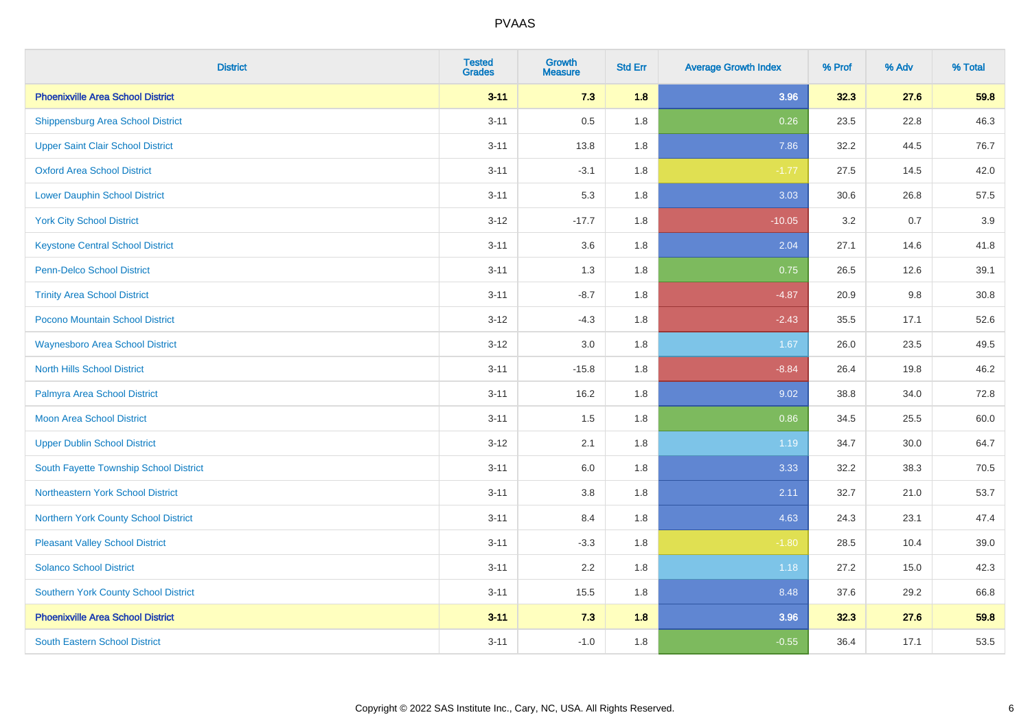| District | Tested Grades | Growth Measure | Std Err | Average Growth Index | % Prof | % Adv | % Total |
|---|---|---|---|---|---|---|---|
| **Phoenixville Area School District** | **3-11** | **7.3** | **1.8** | **3.96** | **32.3** | **27.6** | **59.8** |
| Shippensburg Area School District | 3-11 | 0.5 | 1.8 | 0.26 | 23.5 | 22.8 | 46.3 |
| Upper Saint Clair School District | 3-11 | 13.8 | 1.8 | 7.86 | 32.2 | 44.5 | 76.7 |
| Oxford Area School District | 3-11 | -3.1 | 1.8 | -1.77 | 27.5 | 14.5 | 42.0 |
| Lower Dauphin School District | 3-11 | 5.3 | 1.8 | 3.03 | 30.6 | 26.8 | 57.5 |
| York City School District | 3-12 | -17.7 | 1.8 | -10.05 | 3.2 | 0.7 | 3.9 |
| Keystone Central School District | 3-11 | 3.6 | 1.8 | 2.04 | 27.1 | 14.6 | 41.8 |
| Penn-Delco School District | 3-11 | 1.3 | 1.8 | 0.75 | 26.5 | 12.6 | 39.1 |
| Trinity Area School District | 3-11 | -8.7 | 1.8 | -4.87 | 20.9 | 9.8 | 30.8 |
| Pocono Mountain School District | 3-12 | -4.3 | 1.8 | -2.43 | 35.5 | 17.1 | 52.6 |
| Waynesboro Area School District | 3-12 | 3.0 | 1.8 | 1.67 | 26.0 | 23.5 | 49.5 |
| North Hills School District | 3-11 | -15.8 | 1.8 | -8.84 | 26.4 | 19.8 | 46.2 |
| Palmyra Area School District | 3-11 | 16.2 | 1.8 | 9.02 | 38.8 | 34.0 | 72.8 |
| Moon Area School District | 3-11 | 1.5 | 1.8 | 0.86 | 34.5 | 25.5 | 60.0 |
| Upper Dublin School District | 3-12 | 2.1 | 1.8 | 1.19 | 34.7 | 30.0 | 64.7 |
| South Fayette Township School District | 3-11 | 6.0 | 1.8 | 3.33 | 32.2 | 38.3 | 70.5 |
| Northeastern York School District | 3-11 | 3.8 | 1.8 | 2.11 | 32.7 | 21.0 | 53.7 |
| Northern York County School District | 3-11 | 8.4 | 1.8 | 4.63 | 24.3 | 23.1 | 47.4 |
| Pleasant Valley School District | 3-11 | -3.3 | 1.8 | -1.80 | 28.5 | 10.4 | 39.0 |
| Solanco School District | 3-11 | 2.2 | 1.8 | 1.18 | 27.2 | 15.0 | 42.3 |
| Southern York County School District | 3-11 | 15.5 | 1.8 | 8.48 | 37.6 | 29.2 | 66.8 |
| **Phoenixville Area School District** | **3-11** | **7.3** | **1.8** | **3.96** | **32.3** | **27.6** | **59.8** |
| South Eastern School District | 3-11 | -1.0 | 1.8 | -0.55 | 36.4 | 17.1 | 53.5 |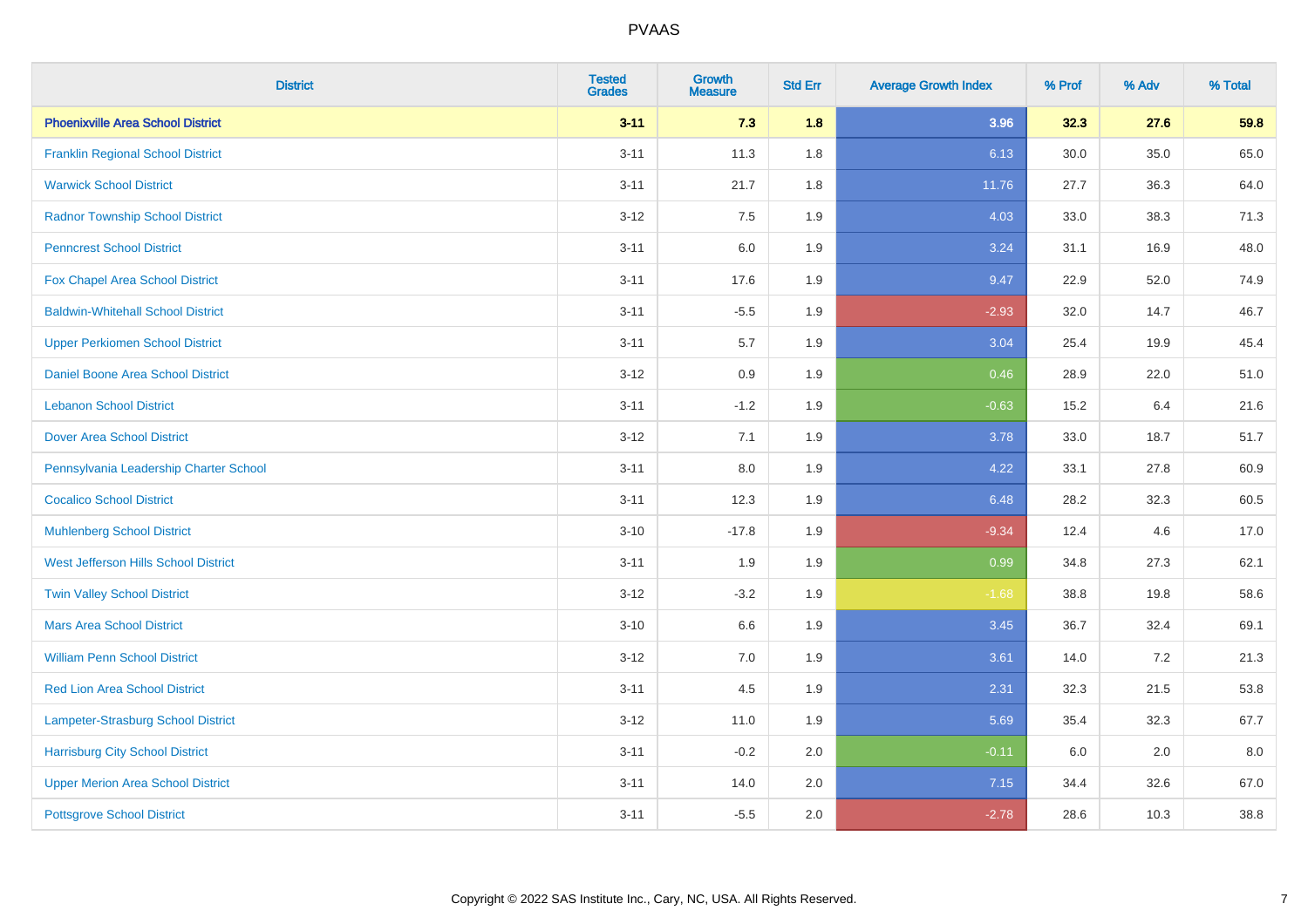# PVAAS

| District | Tested Grades | Growth Measure | Std Err | Average Growth Index | % Prof | % Adv | % Total |
|---|---|---|---|---|---|---|---|
| **Phoenixville Area School District** | **3-11** | **7.3** | **1.8** | **3.96** | **32.3** | **27.6** | **59.8** |
| Franklin Regional School District | 3-11 | 11.3 | 1.8 | 6.13 | 30.0 | 35.0 | 65.0 |
| Warwick School District | 3-11 | 21.7 | 1.8 | 11.76 | 27.7 | 36.3 | 64.0 |
| Radnor Township School District | 3-12 | 7.5 | 1.9 | 4.03 | 33.0 | 38.3 | 71.3 |
| Penncrest School District | 3-11 | 6.0 | 1.9 | 3.24 | 31.1 | 16.9 | 48.0 |
| Fox Chapel Area School District | 3-11 | 17.6 | 1.9 | 9.47 | 22.9 | 52.0 | 74.9 |
| Baldwin-Whitehall School District | 3-11 | -5.5 | 1.9 | -2.93 | 32.0 | 14.7 | 46.7 |
| Upper Perkiomen School District | 3-11 | 5.7 | 1.9 | 3.04 | 25.4 | 19.9 | 45.4 |
| Daniel Boone Area School District | 3-12 | 0.9 | 1.9 | 0.46 | 28.9 | 22.0 | 51.0 |
| Lebanon School District | 3-11 | -1.2 | 1.9 | -0.63 | 15.2 | 6.4 | 21.6 |
| Dover Area School District | 3-12 | 7.1 | 1.9 | 3.78 | 33.0 | 18.7 | 51.7 |
| Pennsylvania Leadership Charter School | 3-11 | 8.0 | 1.9 | 4.22 | 33.1 | 27.8 | 60.9 |
| Cocalico School District | 3-11 | 12.3 | 1.9 | 6.48 | 28.2 | 32.3 | 60.5 |
| Muhlenberg School District | 3-10 | -17.8 | 1.9 | -9.34 | 12.4 | 4.6 | 17.0 |
| West Jefferson Hills School District | 3-11 | 1.9 | 1.9 | 0.99 | 34.8 | 27.3 | 62.1 |
| Twin Valley School District | 3-12 | -3.2 | 1.9 | -1.68 | 38.8 | 19.8 | 58.6 |
| Mars Area School District | 3-10 | 6.6 | 1.9 | 3.45 | 36.7 | 32.4 | 69.1 |
| William Penn School District | 3-12 | 7.0 | 1.9 | 3.61 | 14.0 | 7.2 | 21.3 |
| Red Lion Area School District | 3-11 | 4.5 | 1.9 | 2.31 | 32.3 | 21.5 | 53.8 |
| Lampeter-Strasburg School District | 3-12 | 11.0 | 1.9 | 5.69 | 35.4 | 32.3 | 67.7 |
| Harrisburg City School District | 3-11 | -0.2 | 2.0 | -0.11 | 6.0 | 2.0 | 8.0 |
| Upper Merion Area School District | 3-11 | 14.0 | 2.0 | 7.15 | 34.4 | 32.6 | 67.0 |
| Pottsgrove School District | 3-11 | -5.5 | 2.0 | -2.78 | 28.6 | 10.3 | 38.8 |

Copyright © 2022 SAS Institute Inc., Cary, NC, USA. All Rights Reserved.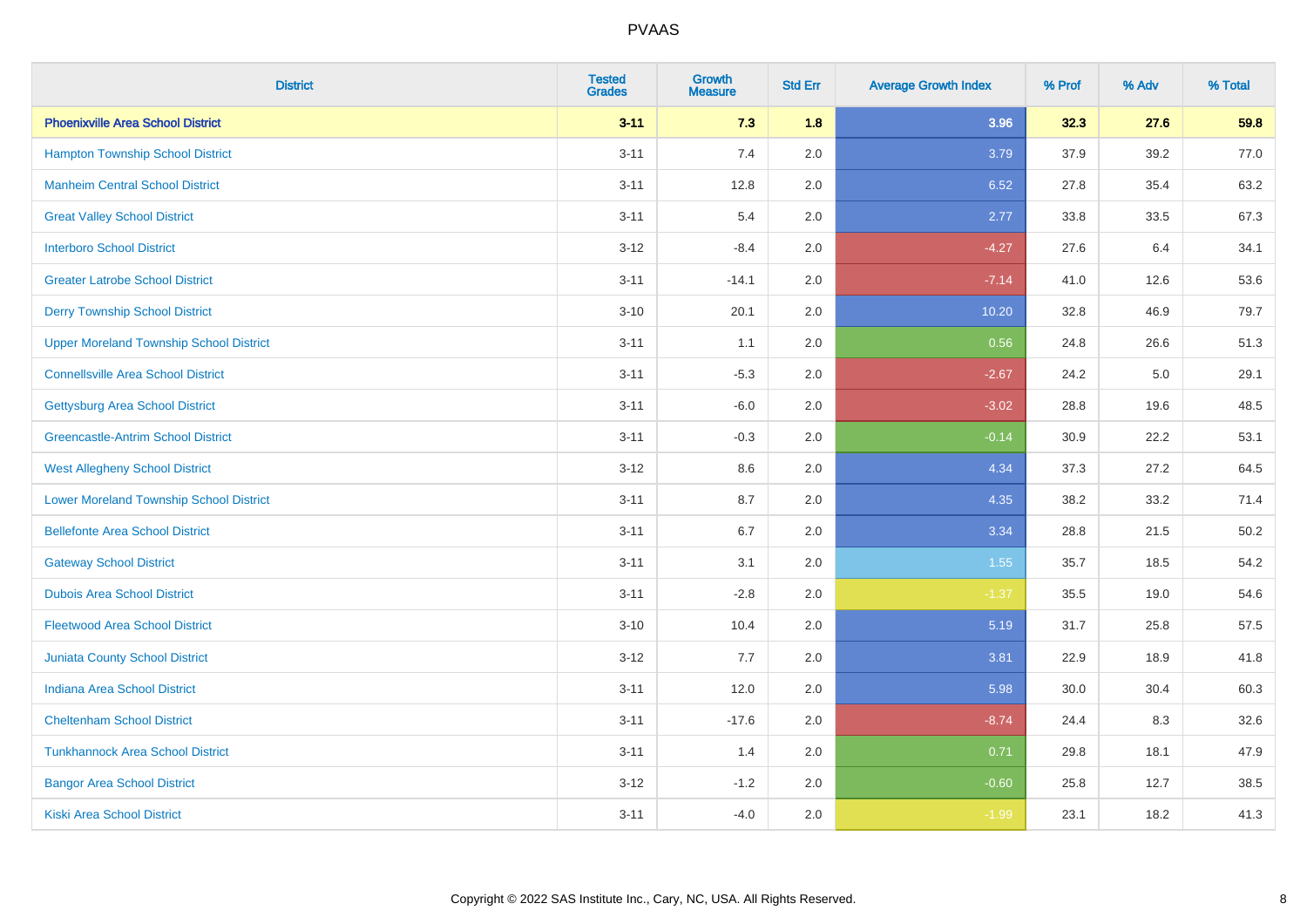| District | Tested Grades | Growth Measure | Std Err | Average Growth Index | % Prof | % Adv | % Total |
|---|---|---|---|---|---|---|---|
| **Phoenixville Area School District** | **3-11** | **7.3** | **1.8** | **3.96** | **32.3** | **27.6** | **59.8** |
| Hampton Township School District | 3-11 | 7.4 | 2.0 | 3.79 | 37.9 | 39.2 | 77.0 |
| Manheim Central School District | 3-11 | 12.8 | 2.0 | 6.52 | 27.8 | 35.4 | 63.2 |
| Great Valley School District | 3-11 | 5.4 | 2.0 | 2.77 | 33.8 | 33.5 | 67.3 |
| Interboro School District | 3-12 | -8.4 | 2.0 | -4.27 | 27.6 | 6.4 | 34.1 |
| Greater Latrobe School District | 3-11 | -14.1 | 2.0 | -7.14 | 41.0 | 12.6 | 53.6 |
| Derry Township School District | 3-10 | 20.1 | 2.0 | 10.20 | 32.8 | 46.9 | 79.7 |
| Upper Moreland Township School District | 3-11 | 1.1 | 2.0 | 0.56 | 24.8 | 26.6 | 51.3 |
| Connellsville Area School District | 3-11 | -5.3 | 2.0 | -2.67 | 24.2 | 5.0 | 29.1 |
| Gettysburg Area School District | 3-11 | -6.0 | 2.0 | -3.02 | 28.8 | 19.6 | 48.5 |
| Greencastle-Antrim School District | 3-11 | -0.3 | 2.0 | -0.14 | 30.9 | 22.2 | 53.1 |
| West Allegheny School District | 3-12 | 8.6 | 2.0 | 4.34 | 37.3 | 27.2 | 64.5 |
| Lower Moreland Township School District | 3-11 | 8.7 | 2.0 | 4.35 | 38.2 | 33.2 | 71.4 |
| Bellefonte Area School District | 3-11 | 6.7 | 2.0 | 3.34 | 28.8 | 21.5 | 50.2 |
| Gateway School District | 3-11 | 3.1 | 2.0 | 1.55 | 35.7 | 18.5 | 54.2 |
| Dubois Area School District | 3-11 | -2.8 | 2.0 | -1.37 | 35.5 | 19.0 | 54.6 |
| Fleetwood Area School District | 3-10 | 10.4 | 2.0 | 5.19 | 31.7 | 25.8 | 57.5 |
| Juniata County School District | 3-12 | 7.7 | 2.0 | 3.81 | 22.9 | 18.9 | 41.8 |
| Indiana Area School District | 3-11 | 12.0 | 2.0 | 5.98 | 30.0 | 30.4 | 60.3 |
| Cheltenham School District | 3-11 | -17.6 | 2.0 | -8.74 | 24.4 | 8.3 | 32.6 |
| Tunkhannock Area School District | 3-11 | 1.4 | 2.0 | 0.71 | 29.8 | 18.1 | 47.9 |
| Bangor Area School District | 3-12 | -1.2 | 2.0 | -0.60 | 25.8 | 12.7 | 38.5 |
| Kiski Area School District | 3-11 | -4.0 | 2.0 | -1.99 | 23.1 | 18.2 | 41.3 |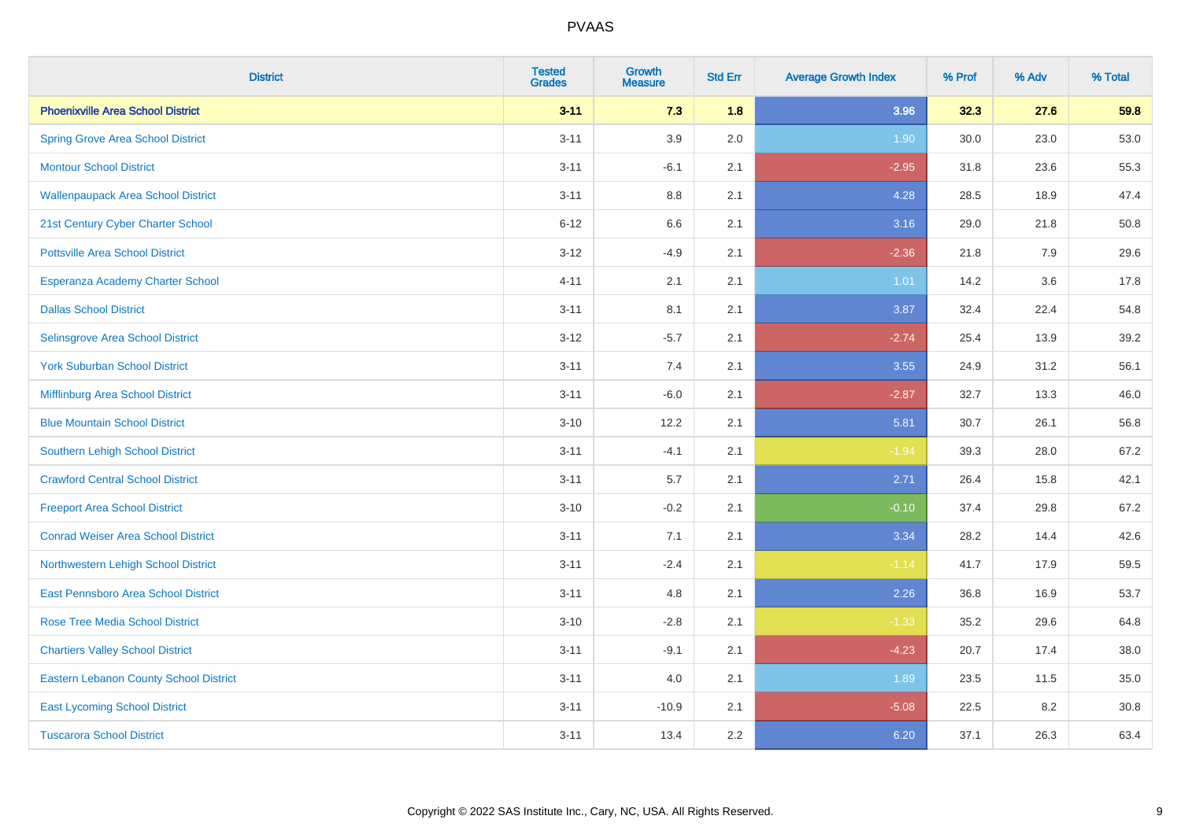| District | Tested Grades | Growth Measure | Std Err | Average Growth Index | % Prof | % Adv | % Total |
|---|---|---|---|---|---|---|---|
| **Phoenixville Area School District** | **3-11** | **7.3** | **1.8** | **3.96** | **32.3** | **27.6** | **59.8** |
| Spring Grove Area School District | 3-11 | 3.9 | 2.0 | 1.90 | 30.0 | 23.0 | 53.0 |
| Montour School District | 3-11 | -6.1 | 2.1 | -2.95 | 31.8 | 23.6 | 55.3 |
| Wallenpaupack Area School District | 3-11 | 8.8 | 2.1 | 4.28 | 28.5 | 18.9 | 47.4 |
| 21st Century Cyber Charter School | 6-12 | 6.6 | 2.1 | 3.16 | 29.0 | 21.8 | 50.8 |
| Pottsville Area School District | 3-12 | -4.9 | 2.1 | -2.36 | 21.8 | 7.9 | 29.6 |
| Esperanza Academy Charter School | 4-11 | 2.1 | 2.1 | 1.01 | 14.2 | 3.6 | 17.8 |
| Dallas School District | 3-11 | 8.1 | 2.1 | 3.87 | 32.4 | 22.4 | 54.8 |
| Selinsgrove Area School District | 3-12 | -5.7 | 2.1 | -2.74 | 25.4 | 13.9 | 39.2 |
| York Suburban School District | 3-11 | 7.4 | 2.1 | 3.55 | 24.9 | 31.2 | 56.1 |
| Mifflinburg Area School District | 3-11 | -6.0 | 2.1 | -2.87 | 32.7 | 13.3 | 46.0 |
| Blue Mountain School District | 3-10 | 12.2 | 2.1 | 5.81 | 30.7 | 26.1 | 56.8 |
| Southern Lehigh School District | 3-11 | -4.1 | 2.1 | -1.94 | 39.3 | 28.0 | 67.2 |
| Crawford Central School District | 3-11 | 5.7 | 2.1 | 2.71 | 26.4 | 15.8 | 42.1 |
| Freeport Area School District | 3-10 | -0.2 | 2.1 | -0.10 | 37.4 | 29.8 | 67.2 |
| Conrad Weiser Area School District | 3-11 | 7.1 | 2.1 | 3.34 | 28.2 | 14.4 | 42.6 |
| Northwestern Lehigh School District | 3-11 | -2.4 | 2.1 | -1.14 | 41.7 | 17.9 | 59.5 |
| East Pennsboro Area School District | 3-11 | 4.8 | 2.1 | 2.26 | 36.8 | 16.9 | 53.7 |
| Rose Tree Media School District | 3-10 | -2.8 | 2.1 | -1.33 | 35.2 | 29.6 | 64.8 |
| Chartiers Valley School District | 3-11 | -9.1 | 2.1 | -4.23 | 20.7 | 17.4 | 38.0 |
| Eastern Lebanon County School District | 3-11 | 4.0 | 2.1 | 1.89 | 23.5 | 11.5 | 35.0 |
| East Lycoming School District | 3-11 | -10.9 | 2.1 | -5.08 | 22.5 | 8.2 | 30.8 |
| Tuscarora School District | 3-11 | 13.4 | 2.2 | 6.20 | 37.1 | 26.3 | 63.4 |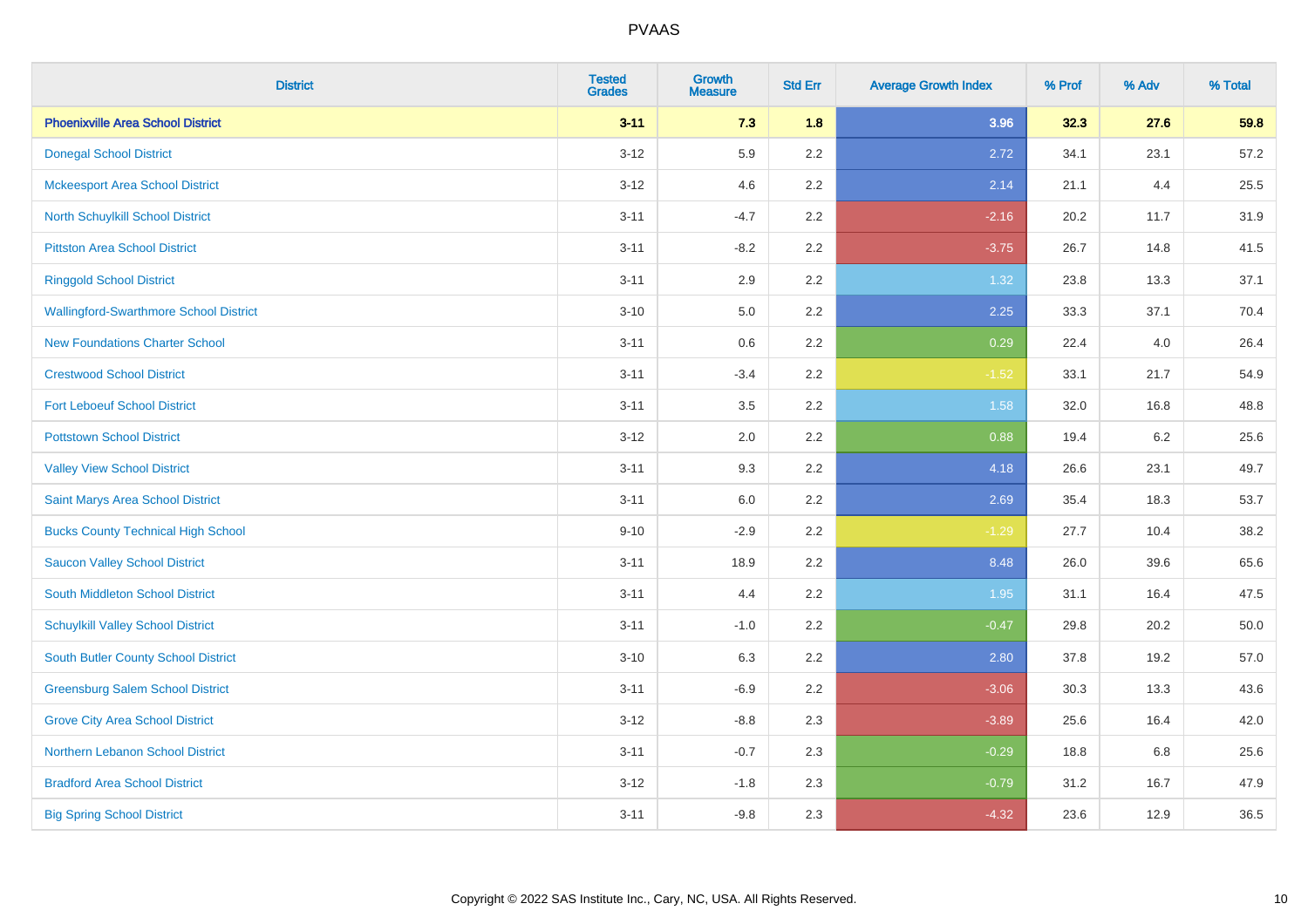# PVAAS

| District | Tested Grades | Growth Measure | Std Err | Average Growth Index | % Prof | % Adv | % Total |
|---|---|---|---|---|---|---|---|
| **Phoenixville Area School District** | **3-11** | **7.3** | **1.8** | **3.96** | **32.3** | **27.6** | **59.8** |
| Donegal School District | 3-12 | 5.9 | 2.2 | 2.72 | 34.1 | 23.1 | 57.2 |
| Mckeesport Area School District | 3-12 | 4.6 | 2.2 | 2.14 | 21.1 | 4.4 | 25.5 |
| North Schuylkill School District | 3-11 | -4.7 | 2.2 | -2.16 | 20.2 | 11.7 | 31.9 |
| Pittston Area School District | 3-11 | -8.2 | 2.2 | -3.75 | 26.7 | 14.8 | 41.5 |
| Ringgold School District | 3-11 | 2.9 | 2.2 | 1.32 | 23.8 | 13.3 | 37.1 |
| Wallingford-Swarthmore School District | 3-10 | 5.0 | 2.2 | 2.25 | 33.3 | 37.1 | 70.4 |
| New Foundations Charter School | 3-11 | 0.6 | 2.2 | 0.29 | 22.4 | 4.0 | 26.4 |
| Crestwood School District | 3-11 | -3.4 | 2.2 | -1.52 | 33.1 | 21.7 | 54.9 |
| Fort Leboeuf School District | 3-11 | 3.5 | 2.2 | 1.58 | 32.0 | 16.8 | 48.8 |
| Pottstown School District | 3-12 | 2.0 | 2.2 | 0.88 | 19.4 | 6.2 | 25.6 |
| Valley View School District | 3-11 | 9.3 | 2.2 | 4.18 | 26.6 | 23.1 | 49.7 |
| Saint Marys Area School District | 3-11 | 6.0 | 2.2 | 2.69 | 35.4 | 18.3 | 53.7 |
| Bucks County Technical High School | 9-10 | -2.9 | 2.2 | -1.29 | 27.7 | 10.4 | 38.2 |
| Saucon Valley School District | 3-11 | 18.9 | 2.2 | 8.48 | 26.0 | 39.6 | 65.6 |
| South Middleton School District | 3-11 | 4.4 | 2.2 | 1.95 | 31.1 | 16.4 | 47.5 |
| Schuylkill Valley School District | 3-11 | -1.0 | 2.2 | -0.47 | 29.8 | 20.2 | 50.0 |
| South Butler County School District | 3-10 | 6.3 | 2.2 | 2.80 | 37.8 | 19.2 | 57.0 |
| Greensburg Salem School District | 3-11 | -6.9 | 2.2 | -3.06 | 30.3 | 13.3 | 43.6 |
| Grove City Area School District | 3-12 | -8.8 | 2.3 | -3.89 | 25.6 | 16.4 | 42.0 |
| Northern Lebanon School District | 3-11 | -0.7 | 2.3 | -0.29 | 18.8 | 6.8 | 25.6 |
| Bradford Area School District | 3-12 | -1.8 | 2.3 | -0.79 | 31.2 | 16.7 | 47.9 |
| Big Spring School District | 3-11 | -9.8 | 2.3 | -4.32 | 23.6 | 12.9 | 36.5 |

Copyright © 2022 SAS Institute Inc., Cary, NC, USA. All Rights Reserved.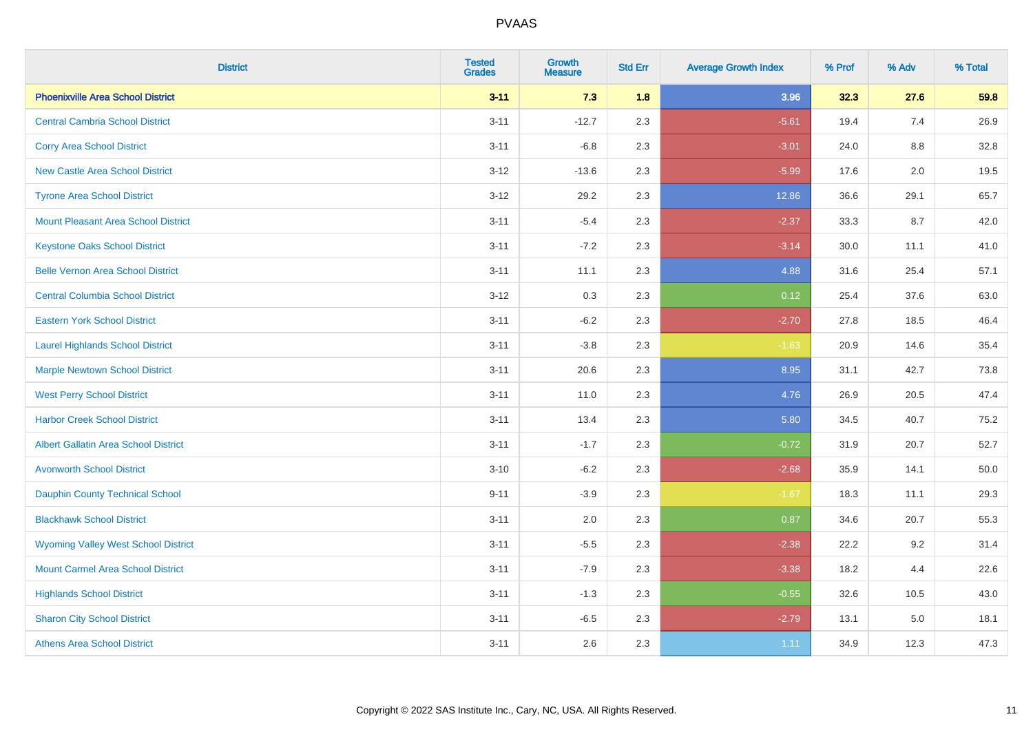# PVAAS

| District | Tested Grades | Growth Measure | Std Err | Average Growth Index | % Prof | % Adv | % Total |
|---|---|---|---|---|---|---|---|
| **Phoenixville Area School District** | **3-11** | **7.3** | **1.8** | **3.96** | **32.3** | **27.6** | **59.8** |
| Central Cambria School District | 3-11 | -12.7 | 2.3 | -5.61 | 19.4 | 7.4 | 26.9 |
| Corry Area School District | 3-11 | -6.8 | 2.3 | -3.01 | 24.0 | 8.8 | 32.8 |
| New Castle Area School District | 3-12 | -13.6 | 2.3 | -5.99 | 17.6 | 2.0 | 19.5 |
| Tyrone Area School District | 3-12 | 29.2 | 2.3 | 12.86 | 36.6 | 29.1 | 65.7 |
| Mount Pleasant Area School District | 3-11 | -5.4 | 2.3 | -2.37 | 33.3 | 8.7 | 42.0 |
| Keystone Oaks School District | 3-11 | -7.2 | 2.3 | -3.14 | 30.0 | 11.1 | 41.0 |
| Belle Vernon Area School District | 3-11 | 11.1 | 2.3 | 4.88 | 31.6 | 25.4 | 57.1 |
| Central Columbia School District | 3-12 | 0.3 | 2.3 | 0.12 | 25.4 | 37.6 | 63.0 |
| Eastern York School District | 3-11 | -6.2 | 2.3 | -2.70 | 27.8 | 18.5 | 46.4 |
| Laurel Highlands School District | 3-11 | -3.8 | 2.3 | -1.63 | 20.9 | 14.6 | 35.4 |
| Marple Newtown School District | 3-11 | 20.6 | 2.3 | 8.95 | 31.1 | 42.7 | 73.8 |
| West Perry School District | 3-11 | 11.0 | 2.3 | 4.76 | 26.9 | 20.5 | 47.4 |
| Harbor Creek School District | 3-11 | 13.4 | 2.3 | 5.80 | 34.5 | 40.7 | 75.2 |
| Albert Gallatin Area School District | 3-11 | -1.7 | 2.3 | -0.72 | 31.9 | 20.7 | 52.7 |
| Avonworth School District | 3-10 | -6.2 | 2.3 | -2.68 | 35.9 | 14.1 | 50.0 |
| Dauphin County Technical School | 9-11 | -3.9 | 2.3 | -1.67 | 18.3 | 11.1 | 29.3 |
| Blackhawk School District | 3-11 | 2.0 | 2.3 | 0.87 | 34.6 | 20.7 | 55.3 |
| Wyoming Valley West School District | 3-11 | -5.5 | 2.3 | -2.38 | 22.2 | 9.2 | 31.4 |
| Mount Carmel Area School District | 3-11 | -7.9 | 2.3 | -3.38 | 18.2 | 4.4 | 22.6 |
| Highlands School District | 3-11 | -1.3 | 2.3 | -0.55 | 32.6 | 10.5 | 43.0 |
| Sharon City School District | 3-11 | -6.5 | 2.3 | -2.79 | 13.1 | 5.0 | 18.1 |
| Athens Area School District | 3-11 | 2.6 | 2.3 | 1.11 | 34.9 | 12.3 | 47.3 |

Copyright © 2022 SAS Institute Inc., Cary, NC, USA. All Rights Reserved.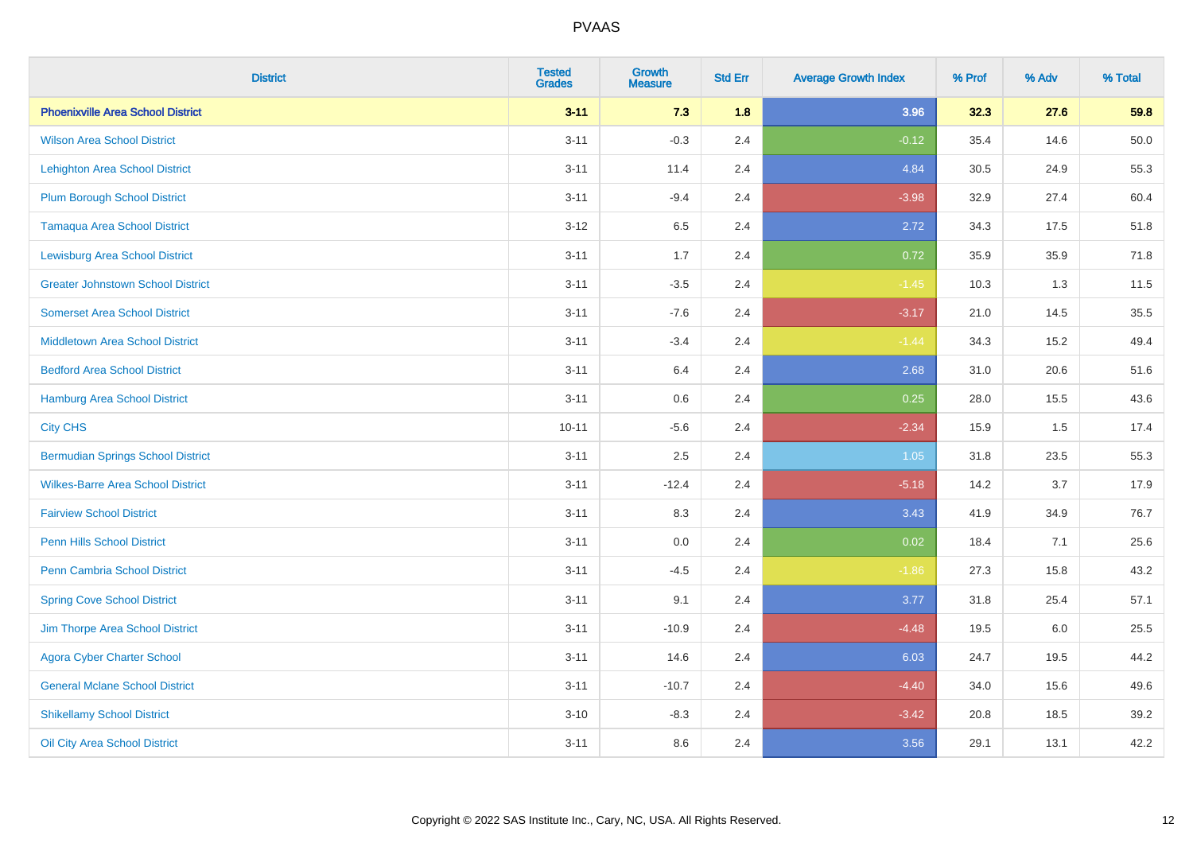# PVAAS

| District | Tested Grades | Growth Measure | Std Err | Average Growth Index | % Prof | % Adv | % Total |
|---|---|---|---|---|---|---|---|
| **Phoenixville Area School District** | **3-11** | **7.3** | **1.8** | **3.96** | **32.3** | **27.6** | **59.8** |
| Wilson Area School District | 3-11 | -0.3 | 2.4 | -0.12 | 35.4 | 14.6 | 50.0 |
| Lehighton Area School District | 3-11 | 11.4 | 2.4 | 4.84 | 30.5 | 24.9 | 55.3 |
| Plum Borough School District | 3-11 | -9.4 | 2.4 | -3.98 | 32.9 | 27.4 | 60.4 |
| Tamaqua Area School District | 3-12 | 6.5 | 2.4 | 2.72 | 34.3 | 17.5 | 51.8 |
| Lewisburg Area School District | 3-11 | 1.7 | 2.4 | 0.72 | 35.9 | 35.9 | 71.8 |
| Greater Johnstown School District | 3-11 | -3.5 | 2.4 | -1.45 | 10.3 | 1.3 | 11.5 |
| Somerset Area School District | 3-11 | -7.6 | 2.4 | -3.17 | 21.0 | 14.5 | 35.5 |
| Middletown Area School District | 3-11 | -3.4 | 2.4 | -1.44 | 34.3 | 15.2 | 49.4 |
| Bedford Area School District | 3-11 | 6.4 | 2.4 | 2.68 | 31.0 | 20.6 | 51.6 |
| Hamburg Area School District | 3-11 | 0.6 | 2.4 | 0.25 | 28.0 | 15.5 | 43.6 |
| City CHS | 10-11 | -5.6 | 2.4 | -2.34 | 15.9 | 1.5 | 17.4 |
| Bermudian Springs School District | 3-11 | 2.5 | 2.4 | 1.05 | 31.8 | 23.5 | 55.3 |
| Wilkes-Barre Area School District | 3-11 | -12.4 | 2.4 | -5.18 | 14.2 | 3.7 | 17.9 |
| Fairview School District | 3-11 | 8.3 | 2.4 | 3.43 | 41.9 | 34.9 | 76.7 |
| Penn Hills School District | 3-11 | 0.0 | 2.4 | 0.02 | 18.4 | 7.1 | 25.6 |
| Penn Cambria School District | 3-11 | -4.5 | 2.4 | -1.86 | 27.3 | 15.8 | 43.2 |
| Spring Cove School District | 3-11 | 9.1 | 2.4 | 3.77 | 31.8 | 25.4 | 57.1 |
| Jim Thorpe Area School District | 3-11 | -10.9 | 2.4 | -4.48 | 19.5 | 6.0 | 25.5 |
| Agora Cyber Charter School | 3-11 | 14.6 | 2.4 | 6.03 | 24.7 | 19.5 | 44.2 |
| General Mclane School District | 3-11 | -10.7 | 2.4 | -4.40 | 34.0 | 15.6 | 49.6 |
| Shikellamy School District | 3-10 | -8.3 | 2.4 | -3.42 | 20.8 | 18.5 | 39.2 |
| Oil City Area School District | 3-11 | 8.6 | 2.4 | 3.56 | 29.1 | 13.1 | 42.2 |

Copyright © 2022 SAS Institute Inc., Cary, NC, USA. All Rights Reserved.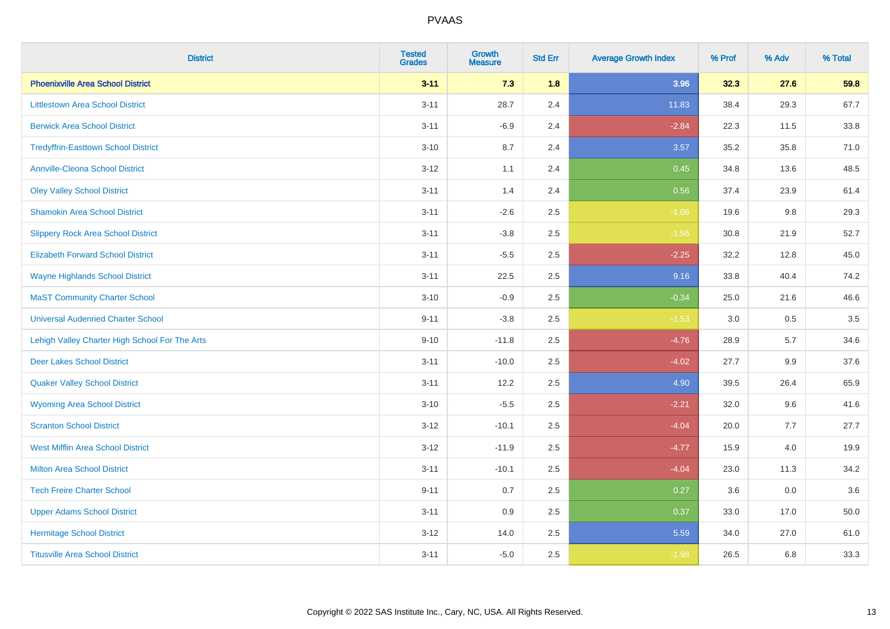# PVAAS

| District | Tested Grades | Growth Measure | Std Err | Average Growth Index | % Prof | % Adv | % Total |
|---|---|---|---|---|---|---|---|
| **Phoenixville Area School District** | **3-11** | **7.3** | **1.8** | **3.96** | **32.3** | **27.6** | **59.8** |
| Littlestown Area School District | 3-11 | 28.7 | 2.4 | 11.83 | 38.4 | 29.3 | 67.7 |
| Berwick Area School District | 3-11 | -6.9 | 2.4 | -2.84 | 22.3 | 11.5 | 33.8 |
| Tredyffrin-Easttown School District | 3-10 | 8.7 | 2.4 | 3.57 | 35.2 | 35.8 | 71.0 |
| Annville-Cleona School District | 3-12 | 1.1 | 2.4 | 0.45 | 34.8 | 13.6 | 48.5 |
| Oley Valley School District | 3-11 | 1.4 | 2.4 | 0.56 | 37.4 | 23.9 | 61.4 |
| Shamokin Area School District | 3-11 | -2.6 | 2.5 | -1.06 | 19.6 | 9.8 | 29.3 |
| Slippery Rock Area School District | 3-11 | -3.8 | 2.5 | -1.56 | 30.8 | 21.9 | 52.7 |
| Elizabeth Forward School District | 3-11 | -5.5 | 2.5 | -2.25 | 32.2 | 12.8 | 45.0 |
| Wayne Highlands School District | 3-11 | 22.5 | 2.5 | 9.16 | 33.8 | 40.4 | 74.2 |
| MaST Community Charter School | 3-10 | -0.9 | 2.5 | -0.34 | 25.0 | 21.6 | 46.6 |
| Universal Audenried Charter School | 9-11 | -3.8 | 2.5 | -1.53 | 3.0 | 0.5 | 3.5 |
| Lehigh Valley Charter High School For The Arts | 9-10 | -11.8 | 2.5 | -4.76 | 28.9 | 5.7 | 34.6 |
| Deer Lakes School District | 3-11 | -10.0 | 2.5 | -4.02 | 27.7 | 9.9 | 37.6 |
| Quaker Valley School District | 3-11 | 12.2 | 2.5 | 4.90 | 39.5 | 26.4 | 65.9 |
| Wyoming Area School District | 3-10 | -5.5 | 2.5 | -2.21 | 32.0 | 9.6 | 41.6 |
| Scranton School District | 3-12 | -10.1 | 2.5 | -4.04 | 20.0 | 7.7 | 27.7 |
| West Mifflin Area School District | 3-12 | -11.9 | 2.5 | -4.77 | 15.9 | 4.0 | 19.9 |
| Milton Area School District | 3-11 | -10.1 | 2.5 | -4.04 | 23.0 | 11.3 | 34.2 |
| Tech Freire Charter School | 9-11 | 0.7 | 2.5 | 0.27 | 3.6 | 0.0 | 3.6 |
| Upper Adams School District | 3-11 | 0.9 | 2.5 | 0.37 | 33.0 | 17.0 | 50.0 |
| Hermitage School District | 3-12 | 14.0 | 2.5 | 5.59 | 34.0 | 27.0 | 61.0 |
| Titusville Area School District | 3-11 | -5.0 | 2.5 | -1.98 | 26.5 | 6.8 | 33.3 |

Copyright © 2022 SAS Institute Inc., Cary, NC, USA. All Rights Reserved.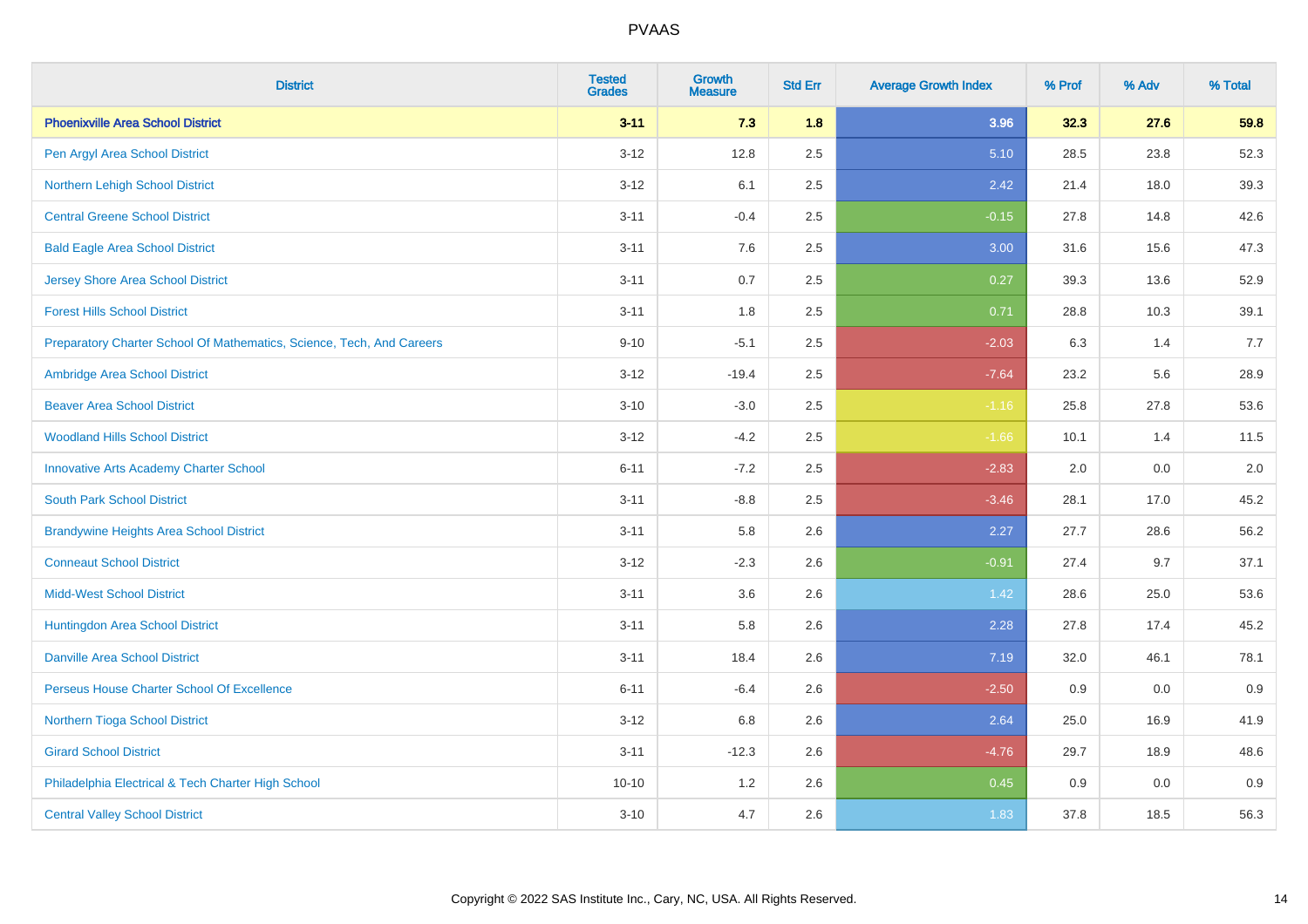| District | Tested Grades | Growth Measure | Std Err | Average Growth Index | % Prof | % Adv | % Total |
|---|---|---|---|---|---|---|---|
| **Phoenixville Area School District** | **3-11** | **7.3** | **1.8** | **3.96** | **32.3** | **27.6** | **59.8** |
| Pen Argyl Area School District | 3-12 | 12.8 | 2.5 | 5.10 | 28.5 | 23.8 | 52.3 |
| Northern Lehigh School District | 3-12 | 6.1 | 2.5 | 2.42 | 21.4 | 18.0 | 39.3 |
| Central Greene School District | 3-11 | -0.4 | 2.5 | -0.15 | 27.8 | 14.8 | 42.6 |
| Bald Eagle Area School District | 3-11 | 7.6 | 2.5 | 3.00 | 31.6 | 15.6 | 47.3 |
| Jersey Shore Area School District | 3-11 | 0.7 | 2.5 | 0.27 | 39.3 | 13.6 | 52.9 |
| Forest Hills School District | 3-11 | 1.8 | 2.5 | 0.71 | 28.8 | 10.3 | 39.1 |
| Preparatory Charter School Of Mathematics, Science, Tech, And Careers | 9-10 | -5.1 | 2.5 | -2.03 | 6.3 | 1.4 | 7.7 |
| Ambridge Area School District | 3-12 | -19.4 | 2.5 | -7.64 | 23.2 | 5.6 | 28.9 |
| Beaver Area School District | 3-10 | -3.0 | 2.5 | -1.16 | 25.8 | 27.8 | 53.6 |
| Woodland Hills School District | 3-12 | -4.2 | 2.5 | -1.66 | 10.1 | 1.4 | 11.5 |
| Innovative Arts Academy Charter School | 6-11 | -7.2 | 2.5 | -2.83 | 2.0 | 0.0 | 2.0 |
| South Park School District | 3-11 | -8.8 | 2.5 | -3.46 | 28.1 | 17.0 | 45.2 |
| Brandywine Heights Area School District | 3-11 | 5.8 | 2.6 | 2.27 | 27.7 | 28.6 | 56.2 |
| Conneaut School District | 3-12 | -2.3 | 2.6 | -0.91 | 27.4 | 9.7 | 37.1 |
| Midd-West School District | 3-11 | 3.6 | 2.6 | 1.42 | 28.6 | 25.0 | 53.6 |
| Huntingdon Area School District | 3-11 | 5.8 | 2.6 | 2.28 | 27.8 | 17.4 | 45.2 |
| Danville Area School District | 3-11 | 18.4 | 2.6 | 7.19 | 32.0 | 46.1 | 78.1 |
| Perseus House Charter School Of Excellence | 6-11 | -6.4 | 2.6 | -2.50 | 0.9 | 0.0 | 0.9 |
| Northern Tioga School District | 3-12 | 6.8 | 2.6 | 2.64 | 25.0 | 16.9 | 41.9 |
| Girard School District | 3-11 | -12.3 | 2.6 | -4.76 | 29.7 | 18.9 | 48.6 |
| Philadelphia Electrical & Tech Charter High School | 10-10 | 1.2 | 2.6 | 0.45 | 0.9 | 0.0 | 0.9 |
| Central Valley School District | 3-10 | 4.7 | 2.6 | 1.83 | 37.8 | 18.5 | 56.3 |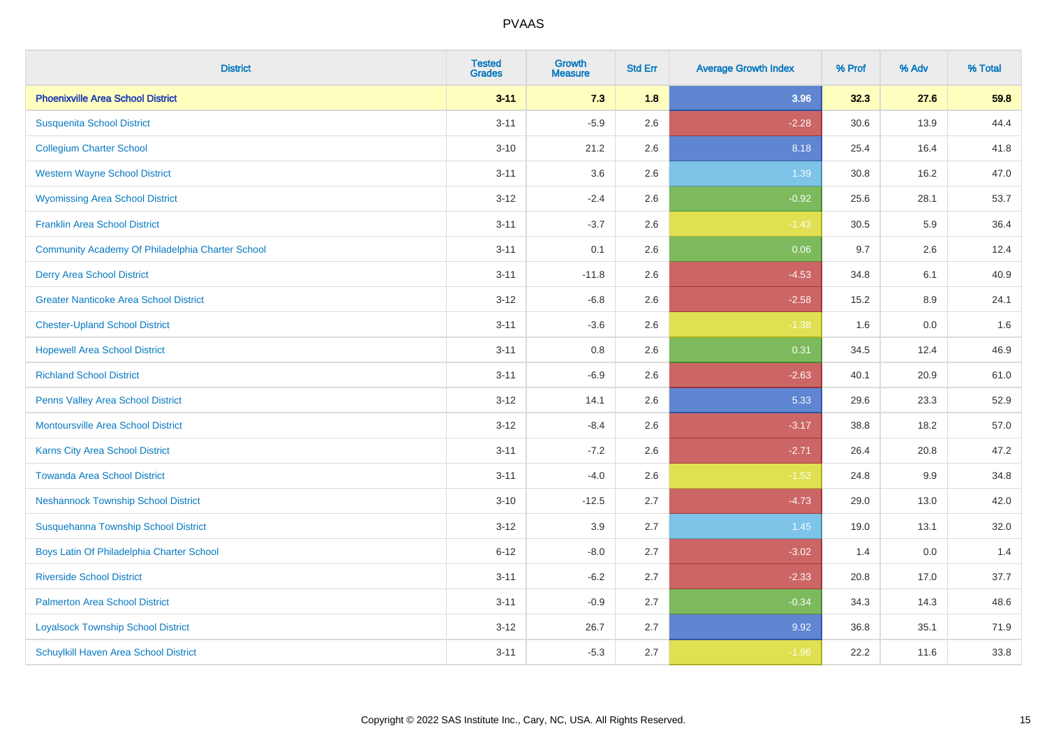| District | Tested Grades | Growth Measure | Std Err | Average Growth Index | % Prof | % Adv | % Total |
|---|---|---|---|---|---|---|---|
| **Phoenixville Area School District** | **3-11** | **7.3** | **1.8** | **3.96** | **32.3** | **27.6** | **59.8** |
| Susquenita School District | 3-11 | -5.9 | 2.6 | -2.28 | 30.6 | 13.9 | 44.4 |
| Collegium Charter School | 3-10 | 21.2 | 2.6 | 8.18 | 25.4 | 16.4 | 41.8 |
| Western Wayne School District | 3-11 | 3.6 | 2.6 | 1.39 | 30.8 | 16.2 | 47.0 |
| Wyomissing Area School District | 3-12 | -2.4 | 2.6 | -0.92 | 25.6 | 28.1 | 53.7 |
| Franklin Area School District | 3-11 | -3.7 | 2.6 | -1.43 | 30.5 | 5.9 | 36.4 |
| Community Academy Of Philadelphia Charter School | 3-11 | 0.1 | 2.6 | 0.06 | 9.7 | 2.6 | 12.4 |
| Derry Area School District | 3-11 | -11.8 | 2.6 | -4.53 | 34.8 | 6.1 | 40.9 |
| Greater Nanticoke Area School District | 3-12 | -6.8 | 2.6 | -2.58 | 15.2 | 8.9 | 24.1 |
| Chester-Upland School District | 3-11 | -3.6 | 2.6 | -1.38 | 1.6 | 0.0 | 1.6 |
| Hopewell Area School District | 3-11 | 0.8 | 2.6 | 0.31 | 34.5 | 12.4 | 46.9 |
| Richland School District | 3-11 | -6.9 | 2.6 | -2.63 | 40.1 | 20.9 | 61.0 |
| Penns Valley Area School District | 3-12 | 14.1 | 2.6 | 5.33 | 29.6 | 23.3 | 52.9 |
| Montoursville Area School District | 3-12 | -8.4 | 2.6 | -3.17 | 38.8 | 18.2 | 57.0 |
| Karns City Area School District | 3-11 | -7.2 | 2.6 | -2.71 | 26.4 | 20.8 | 47.2 |
| Towanda Area School District | 3-11 | -4.0 | 2.6 | -1.52 | 24.8 | 9.9 | 34.8 |
| Neshannock Township School District | 3-10 | -12.5 | 2.7 | -4.73 | 29.0 | 13.0 | 42.0 |
| Susquehanna Township School District | 3-12 | 3.9 | 2.7 | 1.45 | 19.0 | 13.1 | 32.0 |
| Boys Latin Of Philadelphia Charter School | 6-12 | -8.0 | 2.7 | -3.02 | 1.4 | 0.0 | 1.4 |
| Riverside School District | 3-11 | -6.2 | 2.7 | -2.33 | 20.8 | 17.0 | 37.7 |
| Palmerton Area School District | 3-11 | -0.9 | 2.7 | -0.34 | 34.3 | 14.3 | 48.6 |
| Loyalsock Township School District | 3-12 | 26.7 | 2.7 | 9.92 | 36.8 | 35.1 | 71.9 |
| Schuylkill Haven Area School District | 3-11 | -5.3 | 2.7 | -1.96 | 22.2 | 11.6 | 33.8 |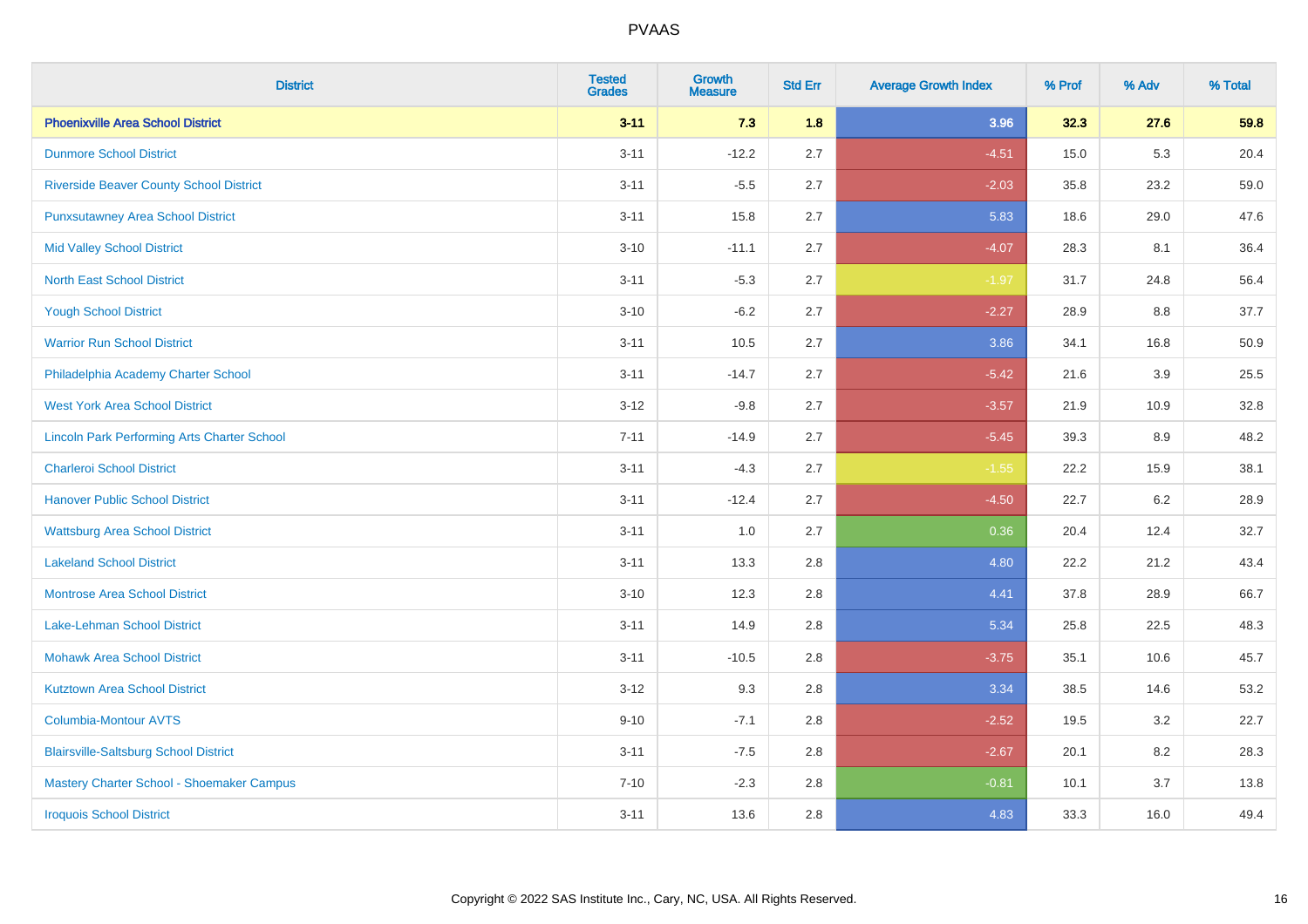# PVAAS

| District | Tested Grades | Growth Measure | Std Err | Average Growth Index | % Prof | % Adv | % Total |
|---|---|---|---|---|---|---|---|
| **Phoenixville Area School District** | **3-11** | **7.3** | **1.8** | **3.96** | **32.3** | **27.6** | **59.8** |
| Dunmore School District | 3-11 | -12.2 | 2.7 | -4.51 | 15.0 | 5.3 | 20.4 |
| Riverside Beaver County School District | 3-11 | -5.5 | 2.7 | -2.03 | 35.8 | 23.2 | 59.0 |
| Punxsutawney Area School District | 3-11 | 15.8 | 2.7 | 5.83 | 18.6 | 29.0 | 47.6 |
| Mid Valley School District | 3-10 | -11.1 | 2.7 | -4.07 | 28.3 | 8.1 | 36.4 |
| North East School District | 3-11 | -5.3 | 2.7 | -1.97 | 31.7 | 24.8 | 56.4 |
| Yough School District | 3-10 | -6.2 | 2.7 | -2.27 | 28.9 | 8.8 | 37.7 |
| Warrior Run School District | 3-11 | 10.5 | 2.7 | 3.86 | 34.1 | 16.8 | 50.9 |
| Philadelphia Academy Charter School | 3-11 | -14.7 | 2.7 | -5.42 | 21.6 | 3.9 | 25.5 |
| West York Area School District | 3-12 | -9.8 | 2.7 | -3.57 | 21.9 | 10.9 | 32.8 |
| Lincoln Park Performing Arts Charter School | 7-11 | -14.9 | 2.7 | -5.45 | 39.3 | 8.9 | 48.2 |
| Charleroi School District | 3-11 | -4.3 | 2.7 | -1.55 | 22.2 | 15.9 | 38.1 |
| Hanover Public School District | 3-11 | -12.4 | 2.7 | -4.50 | 22.7 | 6.2 | 28.9 |
| Wattsburg Area School District | 3-11 | 1.0 | 2.7 | 0.36 | 20.4 | 12.4 | 32.7 |
| Lakeland School District | 3-11 | 13.3 | 2.8 | 4.80 | 22.2 | 21.2 | 43.4 |
| Montrose Area School District | 3-10 | 12.3 | 2.8 | 4.41 | 37.8 | 28.9 | 66.7 |
| Lake-Lehman School District | 3-11 | 14.9 | 2.8 | 5.34 | 25.8 | 22.5 | 48.3 |
| Mohawk Area School District | 3-11 | -10.5 | 2.8 | -3.75 | 35.1 | 10.6 | 45.7 |
| Kutztown Area School District | 3-12 | 9.3 | 2.8 | 3.34 | 38.5 | 14.6 | 53.2 |
| Columbia-Montour AVTS | 9-10 | -7.1 | 2.8 | -2.52 | 19.5 | 3.2 | 22.7 |
| Blairsville-Saltsburg School District | 3-11 | -7.5 | 2.8 | -2.67 | 20.1 | 8.2 | 28.3 |
| Mastery Charter School - Shoemaker Campus | 7-10 | -2.3 | 2.8 | -0.81 | 10.1 | 3.7 | 13.8 |
| Iroquois School District | 3-11 | 13.6 | 2.8 | 4.83 | 33.3 | 16.0 | 49.4 |

Copyright © 2022 SAS Institute Inc., Cary, NC, USA. All Rights Reserved.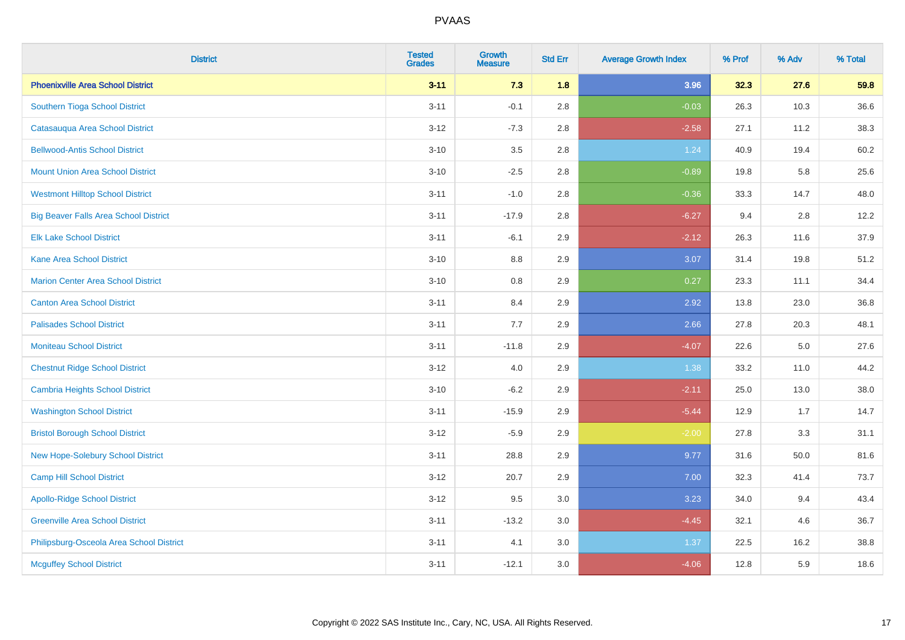# PVAAS

| District | Tested Grades | Growth Measure | Std Err | Average Growth Index | % Prof | % Adv | % Total |
|---|---|---|---|---|---|---|---|
| **Phoenixville Area School District** | **3-11** | **7.3** | **1.8** | **3.96** | **32.3** | **27.6** | **59.8** |
| Southern Tioga School District | 3-11 | -0.1 | 2.8 | -0.03 | 26.3 | 10.3 | 36.6 |
| Catasauqua Area School District | 3-12 | -7.3 | 2.8 | -2.58 | 27.1 | 11.2 | 38.3 |
| Bellwood-Antis School District | 3-10 | 3.5 | 2.8 | 1.24 | 40.9 | 19.4 | 60.2 |
| Mount Union Area School District | 3-10 | -2.5 | 2.8 | -0.89 | 19.8 | 5.8 | 25.6 |
| Westmont Hilltop School District | 3-11 | -1.0 | 2.8 | -0.36 | 33.3 | 14.7 | 48.0 |
| Big Beaver Falls Area School District | 3-11 | -17.9 | 2.8 | -6.27 | 9.4 | 2.8 | 12.2 |
| Elk Lake School District | 3-11 | -6.1 | 2.9 | -2.12 | 26.3 | 11.6 | 37.9 |
| Kane Area School District | 3-10 | 8.8 | 2.9 | 3.07 | 31.4 | 19.8 | 51.2 |
| Marion Center Area School District | 3-10 | 0.8 | 2.9 | 0.27 | 23.3 | 11.1 | 34.4 |
| Canton Area School District | 3-11 | 8.4 | 2.9 | 2.92 | 13.8 | 23.0 | 36.8 |
| Palisades School District | 3-11 | 7.7 | 2.9 | 2.66 | 27.8 | 20.3 | 48.1 |
| Moniteau School District | 3-11 | -11.8 | 2.9 | -4.07 | 22.6 | 5.0 | 27.6 |
| Chestnut Ridge School District | 3-12 | 4.0 | 2.9 | 1.38 | 33.2 | 11.0 | 44.2 |
| Cambria Heights School District | 3-10 | -6.2 | 2.9 | -2.11 | 25.0 | 13.0 | 38.0 |
| Washington School District | 3-11 | -15.9 | 2.9 | -5.44 | 12.9 | 1.7 | 14.7 |
| Bristol Borough School District | 3-12 | -5.9 | 2.9 | -2.00 | 27.8 | 3.3 | 31.1 |
| New Hope-Solebury School District | 3-11 | 28.8 | 2.9 | 9.77 | 31.6 | 50.0 | 81.6 |
| Camp Hill School District | 3-12 | 20.7 | 2.9 | 7.00 | 32.3 | 41.4 | 73.7 |
| Apollo-Ridge School District | 3-12 | 9.5 | 3.0 | 3.23 | 34.0 | 9.4 | 43.4 |
| Greenville Area School District | 3-11 | -13.2 | 3.0 | -4.45 | 32.1 | 4.6 | 36.7 |
| Philipsburg-Osceola Area School District | 3-11 | 4.1 | 3.0 | 1.37 | 22.5 | 16.2 | 38.8 |
| Mcguffey School District | 3-11 | -12.1 | 3.0 | -4.06 | 12.8 | 5.9 | 18.6 |

Copyright © 2022 SAS Institute Inc., Cary, NC, USA. All Rights Reserved.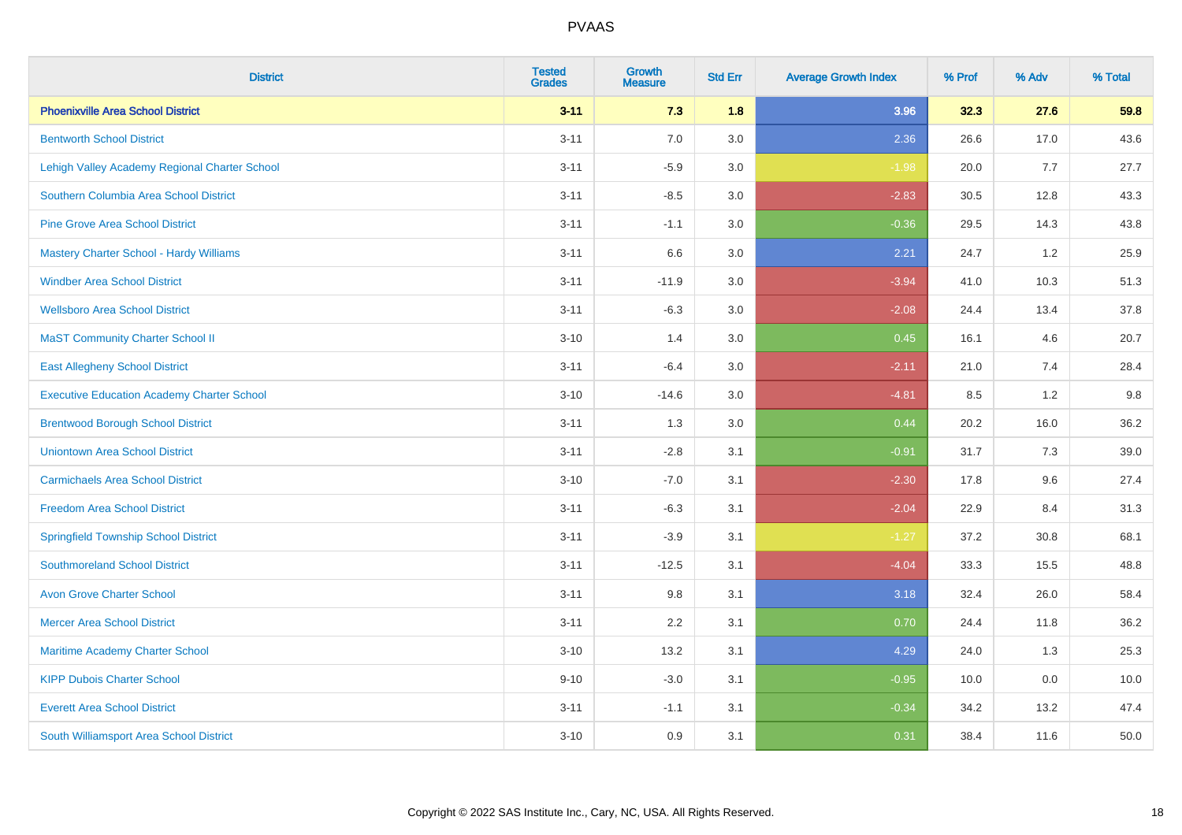| District | Tested Grades | Growth Measure | Std Err | Average Growth Index | % Prof | % Adv | % Total |
|---|---|---|---|---|---|---|---|
| **Phoenixville Area School District** | **3-11** | **7.3** | **1.8** | **3.96** | **32.3** | **27.6** | **59.8** |
| Bentworth School District | 3-11 | 7.0 | 3.0 | 2.36 | 26.6 | 17.0 | 43.6 |
| Lehigh Valley Academy Regional Charter School | 3-11 | -5.9 | 3.0 | -1.98 | 20.0 | 7.7 | 27.7 |
| Southern Columbia Area School District | 3-11 | -8.5 | 3.0 | -2.83 | 30.5 | 12.8 | 43.3 |
| Pine Grove Area School District | 3-11 | -1.1 | 3.0 | -0.36 | 29.5 | 14.3 | 43.8 |
| Mastery Charter School - Hardy Williams | 3-11 | 6.6 | 3.0 | 2.21 | 24.7 | 1.2 | 25.9 |
| Windber Area School District | 3-11 | -11.9 | 3.0 | -3.94 | 41.0 | 10.3 | 51.3 |
| Wellsboro Area School District | 3-11 | -6.3 | 3.0 | -2.08 | 24.4 | 13.4 | 37.8 |
| MaST Community Charter School II | 3-10 | 1.4 | 3.0 | 0.45 | 16.1 | 4.6 | 20.7 |
| East Allegheny School District | 3-11 | -6.4 | 3.0 | -2.11 | 21.0 | 7.4 | 28.4 |
| Executive Education Academy Charter School | 3-10 | -14.6 | 3.0 | -4.81 | 8.5 | 1.2 | 9.8 |
| Brentwood Borough School District | 3-11 | 1.3 | 3.0 | 0.44 | 20.2 | 16.0 | 36.2 |
| Uniontown Area School District | 3-11 | -2.8 | 3.1 | -0.91 | 31.7 | 7.3 | 39.0 |
| Carmichaels Area School District | 3-10 | -7.0 | 3.1 | -2.30 | 17.8 | 9.6 | 27.4 |
| Freedom Area School District | 3-11 | -6.3 | 3.1 | -2.04 | 22.9 | 8.4 | 31.3 |
| Springfield Township School District | 3-11 | -3.9 | 3.1 | -1.27 | 37.2 | 30.8 | 68.1 |
| Southmoreland School District | 3-11 | -12.5 | 3.1 | -4.04 | 33.3 | 15.5 | 48.8 |
| Avon Grove Charter School | 3-11 | 9.8 | 3.1 | 3.18 | 32.4 | 26.0 | 58.4 |
| Mercer Area School District | 3-11 | 2.2 | 3.1 | 0.70 | 24.4 | 11.8 | 36.2 |
| Maritime Academy Charter School | 3-10 | 13.2 | 3.1 | 4.29 | 24.0 | 1.3 | 25.3 |
| KIPP Dubois Charter School | 9-10 | -3.0 | 3.1 | -0.95 | 10.0 | 0.0 | 10.0 |
| Everett Area School District | 3-11 | -1.1 | 3.1 | -0.34 | 34.2 | 13.2 | 47.4 |
| South Williamsport Area School District | 3-10 | 0.9 | 3.1 | 0.31 | 38.4 | 11.6 | 50.0 |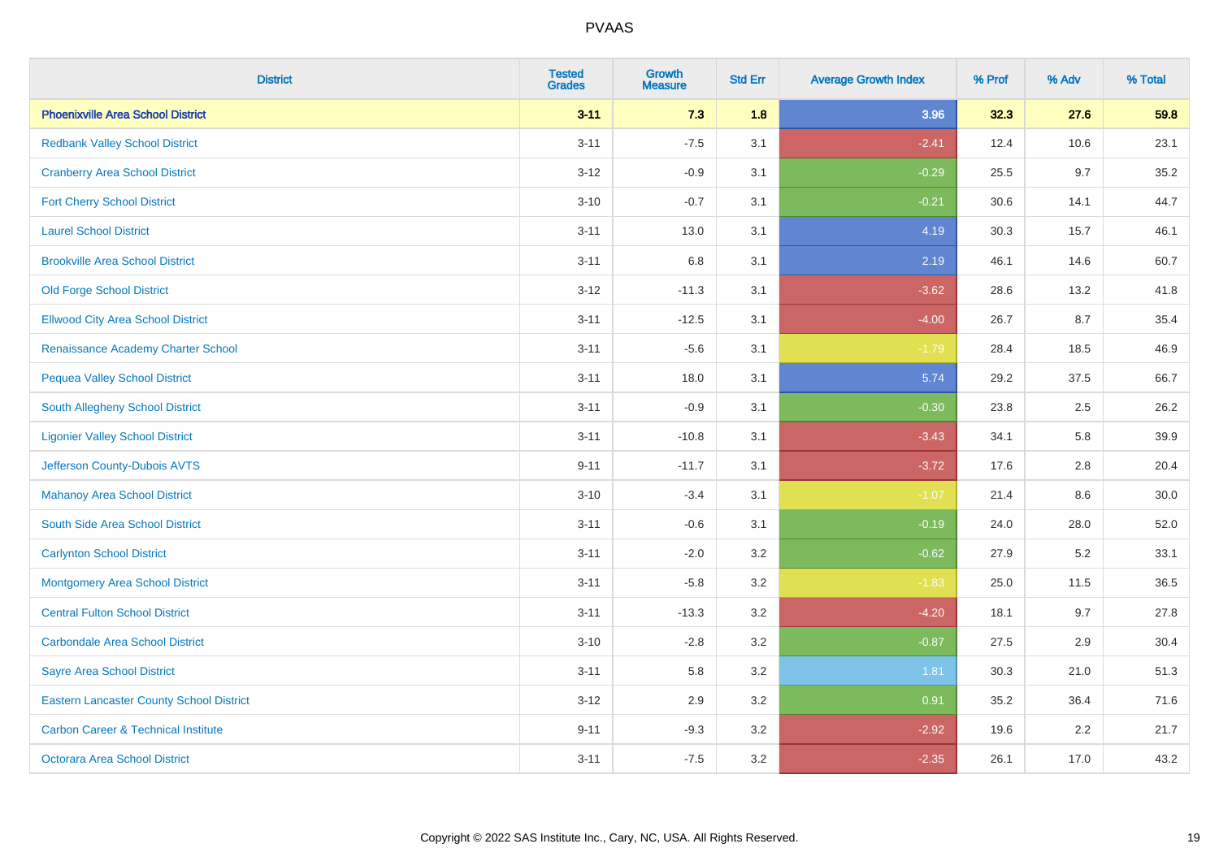| District | Tested Grades | Growth Measure | Std Err | Average Growth Index | % Prof | % Adv | % Total |
|---|---|---|---|---|---|---|---|
| **Phoenixville Area School District** | **3-11** | **7.3** | **1.8** | **3.96** | **32.3** | **27.6** | **59.8** |
| Redbank Valley School District | 3-11 | -7.5 | 3.1 | -2.41 | 12.4 | 10.6 | 23.1 |
| Cranberry Area School District | 3-12 | -0.9 | 3.1 | -0.29 | 25.5 | 9.7 | 35.2 |
| Fort Cherry School District | 3-10 | -0.7 | 3.1 | -0.21 | 30.6 | 14.1 | 44.7 |
| Laurel School District | 3-11 | 13.0 | 3.1 | 4.19 | 30.3 | 15.7 | 46.1 |
| Brookville Area School District | 3-11 | 6.8 | 3.1 | 2.19 | 46.1 | 14.6 | 60.7 |
| Old Forge School District | 3-12 | -11.3 | 3.1 | -3.62 | 28.6 | 13.2 | 41.8 |
| Ellwood City Area School District | 3-11 | -12.5 | 3.1 | -4.00 | 26.7 | 8.7 | 35.4 |
| Renaissance Academy Charter School | 3-11 | -5.6 | 3.1 | -1.79 | 28.4 | 18.5 | 46.9 |
| Pequea Valley School District | 3-11 | 18.0 | 3.1 | 5.74 | 29.2 | 37.5 | 66.7 |
| South Allegheny School District | 3-11 | -0.9 | 3.1 | -0.30 | 23.8 | 2.5 | 26.2 |
| Ligonier Valley School District | 3-11 | -10.8 | 3.1 | -3.43 | 34.1 | 5.8 | 39.9 |
| Jefferson County-Dubois AVTS | 9-11 | -11.7 | 3.1 | -3.72 | 17.6 | 2.8 | 20.4 |
| Mahanoy Area School District | 3-10 | -3.4 | 3.1 | -1.07 | 21.4 | 8.6 | 30.0 |
| South Side Area School District | 3-11 | -0.6 | 3.1 | -0.19 | 24.0 | 28.0 | 52.0 |
| Carlynton School District | 3-11 | -2.0 | 3.2 | -0.62 | 27.9 | 5.2 | 33.1 |
| Montgomery Area School District | 3-11 | -5.8 | 3.2 | -1.83 | 25.0 | 11.5 | 36.5 |
| Central Fulton School District | 3-11 | -13.3 | 3.2 | -4.20 | 18.1 | 9.7 | 27.8 |
| Carbondale Area School District | 3-10 | -2.8 | 3.2 | -0.87 | 27.5 | 2.9 | 30.4 |
| Sayre Area School District | 3-11 | 5.8 | 3.2 | 1.81 | 30.3 | 21.0 | 51.3 |
| Eastern Lancaster County School District | 3-12 | 2.9 | 3.2 | 0.91 | 35.2 | 36.4 | 71.6 |
| Carbon Career & Technical Institute | 9-11 | -9.3 | 3.2 | -2.92 | 19.6 | 2.2 | 21.7 |
| Octorara Area School District | 3-11 | -7.5 | 3.2 | -2.35 | 26.1 | 17.0 | 43.2 |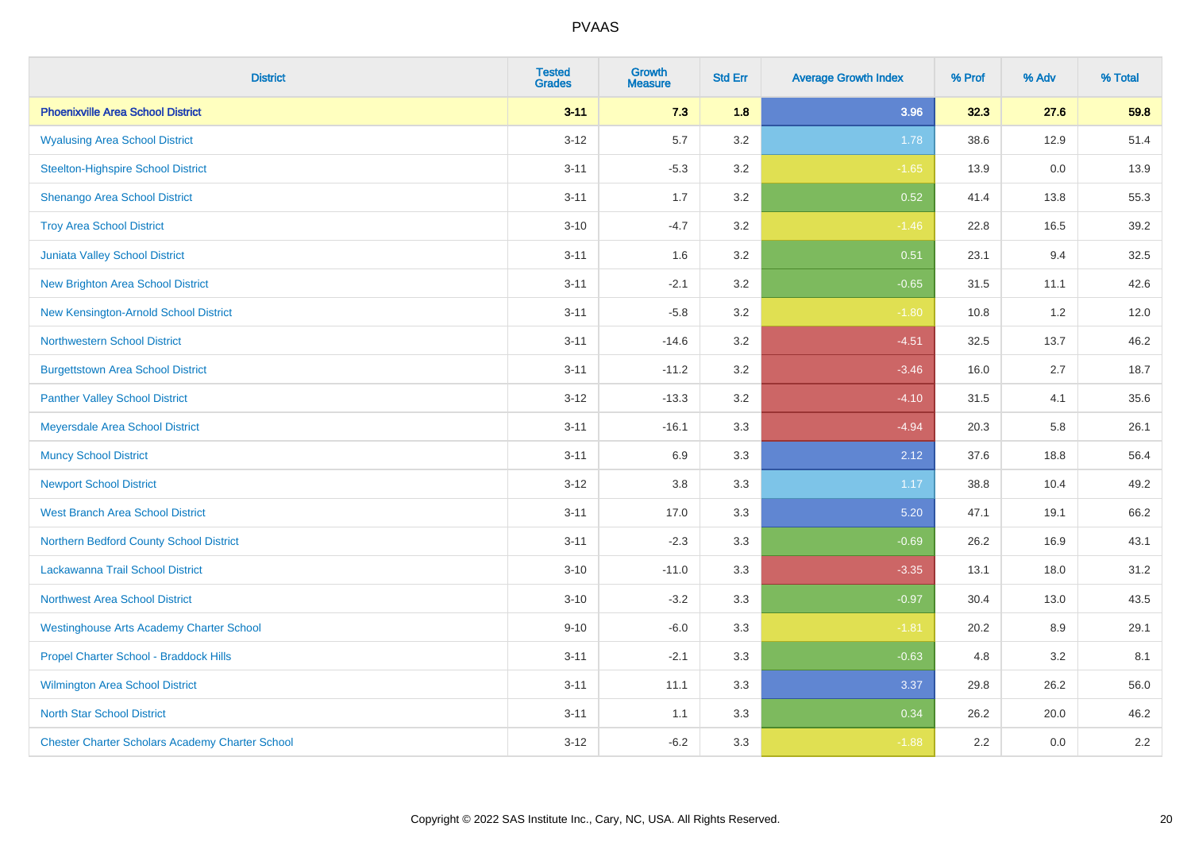| District | Tested Grades | Growth Measure | Std Err | Average Growth Index | % Prof | % Adv | % Total |
|---|---|---|---|---|---|---|---|
| **Phoenixville Area School District** | **3-11** | **7.3** | **1.8** | **3.96** | **32.3** | **27.6** | **59.8** |
| Wyalusing Area School District | 3-12 | 5.7 | 3.2 | 1.78 | 38.6 | 12.9 | 51.4 |
| Steelton-Highspire School District | 3-11 | -5.3 | 3.2 | -1.65 | 13.9 | 0.0 | 13.9 |
| Shenango Area School District | 3-11 | 1.7 | 3.2 | 0.52 | 41.4 | 13.8 | 55.3 |
| Troy Area School District | 3-10 | -4.7 | 3.2 | -1.46 | 22.8 | 16.5 | 39.2 |
| Juniata Valley School District | 3-11 | 1.6 | 3.2 | 0.51 | 23.1 | 9.4 | 32.5 |
| New Brighton Area School District | 3-11 | -2.1 | 3.2 | -0.65 | 31.5 | 11.1 | 42.6 |
| New Kensington-Arnold School District | 3-11 | -5.8 | 3.2 | -1.80 | 10.8 | 1.2 | 12.0 |
| Northwestern School District | 3-11 | -14.6 | 3.2 | -4.51 | 32.5 | 13.7 | 46.2 |
| Burgettstown Area School District | 3-11 | -11.2 | 3.2 | -3.46 | 16.0 | 2.7 | 18.7 |
| Panther Valley School District | 3-12 | -13.3 | 3.2 | -4.10 | 31.5 | 4.1 | 35.6 |
| Meyersdale Area School District | 3-11 | -16.1 | 3.3 | -4.94 | 20.3 | 5.8 | 26.1 |
| Muncy School District | 3-11 | 6.9 | 3.3 | 2.12 | 37.6 | 18.8 | 56.4 |
| Newport School District | 3-12 | 3.8 | 3.3 | 1.17 | 38.8 | 10.4 | 49.2 |
| West Branch Area School District | 3-11 | 17.0 | 3.3 | 5.20 | 47.1 | 19.1 | 66.2 |
| Northern Bedford County School District | 3-11 | -2.3 | 3.3 | -0.69 | 26.2 | 16.9 | 43.1 |
| Lackawanna Trail School District | 3-10 | -11.0 | 3.3 | -3.35 | 13.1 | 18.0 | 31.2 |
| Northwest Area School District | 3-10 | -3.2 | 3.3 | -0.97 | 30.4 | 13.0 | 43.5 |
| Westinghouse Arts Academy Charter School | 9-10 | -6.0 | 3.3 | -1.81 | 20.2 | 8.9 | 29.1 |
| Propel Charter School - Braddock Hills | 3-11 | -2.1 | 3.3 | -0.63 | 4.8 | 3.2 | 8.1 |
| Wilmington Area School District | 3-11 | 11.1 | 3.3 | 3.37 | 29.8 | 26.2 | 56.0 |
| North Star School District | 3-11 | 1.1 | 3.3 | 0.34 | 26.2 | 20.0 | 46.2 |
| Chester Charter Scholars Academy Charter School | 3-12 | -6.2 | 3.3 | -1.88 | 2.2 | 0.0 | 2.2 |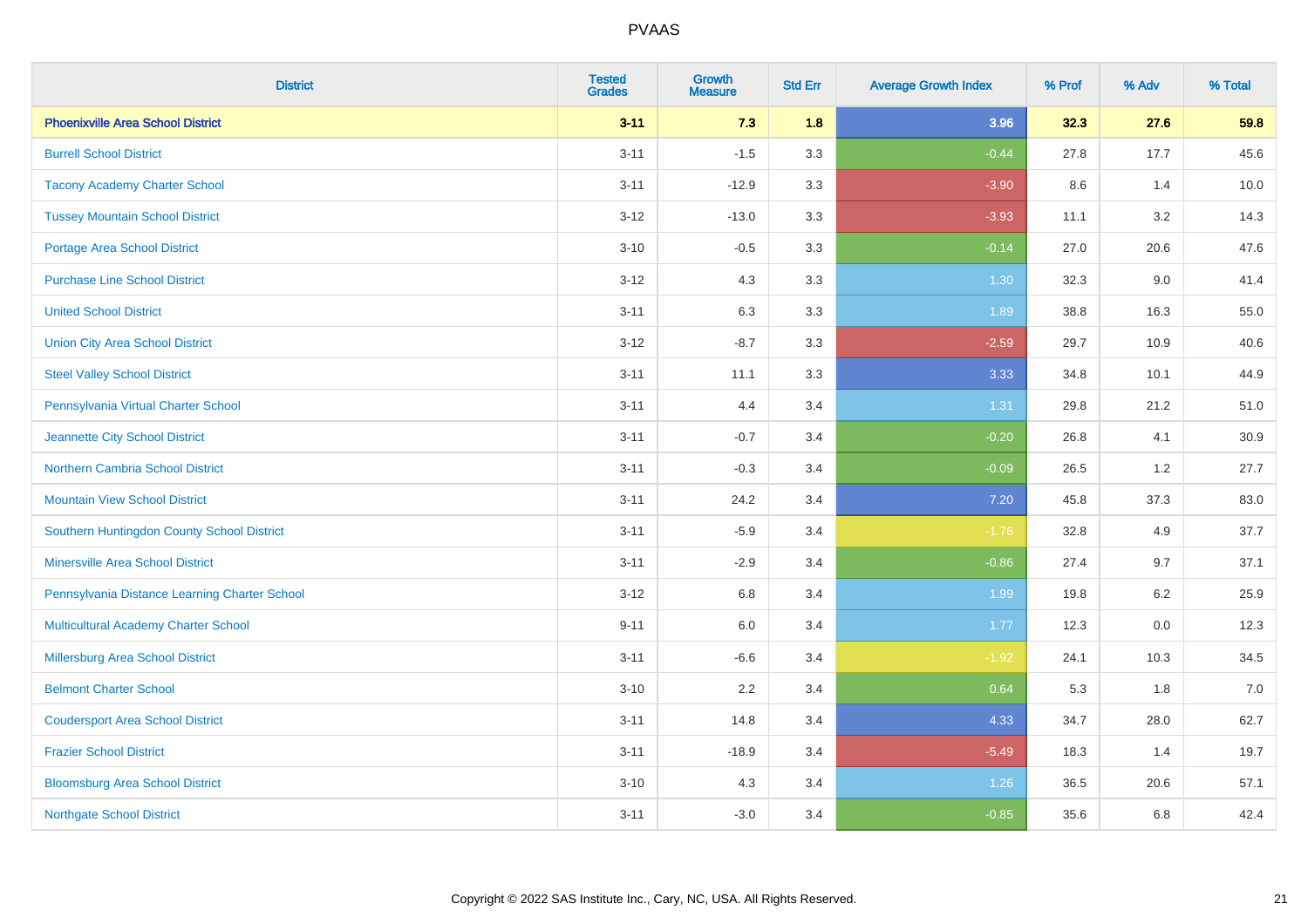# PVAAS

| District | Tested Grades | Growth Measure | Std Err | Average Growth Index | % Prof | % Adv | % Total |
|---|---|---|---|---|---|---|---|
| **Phoenixville Area School District** | **3-11** | **7.3** | **1.8** | **3.96** | **32.3** | **27.6** | **59.8** |
| Burrell School District | 3-11 | -1.5 | 3.3 | -0.44 | 27.8 | 17.7 | 45.6 |
| Tacony Academy Charter School | 3-11 | -12.9 | 3.3 | -3.90 | 8.6 | 1.4 | 10.0 |
| Tussey Mountain School District | 3-12 | -13.0 | 3.3 | -3.93 | 11.1 | 3.2 | 14.3 |
| Portage Area School District | 3-10 | -0.5 | 3.3 | -0.14 | 27.0 | 20.6 | 47.6 |
| Purchase Line School District | 3-12 | 4.3 | 3.3 | 1.30 | 32.3 | 9.0 | 41.4 |
| United School District | 3-11 | 6.3 | 3.3 | 1.89 | 38.8 | 16.3 | 55.0 |
| Union City Area School District | 3-12 | -8.7 | 3.3 | -2.59 | 29.7 | 10.9 | 40.6 |
| Steel Valley School District | 3-11 | 11.1 | 3.3 | 3.33 | 34.8 | 10.1 | 44.9 |
| Pennsylvania Virtual Charter School | 3-11 | 4.4 | 3.4 | 1.31 | 29.8 | 21.2 | 51.0 |
| Jeannette City School District | 3-11 | -0.7 | 3.4 | -0.20 | 26.8 | 4.1 | 30.9 |
| Northern Cambria School District | 3-11 | -0.3 | 3.4 | -0.09 | 26.5 | 1.2 | 27.7 |
| Mountain View School District | 3-11 | 24.2 | 3.4 | 7.20 | 45.8 | 37.3 | 83.0 |
| Southern Huntingdon County School District | 3-11 | -5.9 | 3.4 | -1.76 | 32.8 | 4.9 | 37.7 |
| Minersville Area School District | 3-11 | -2.9 | 3.4 | -0.86 | 27.4 | 9.7 | 37.1 |
| Pennsylvania Distance Learning Charter School | 3-12 | 6.8 | 3.4 | 1.99 | 19.8 | 6.2 | 25.9 |
| Multicultural Academy Charter School | 9-11 | 6.0 | 3.4 | 1.77 | 12.3 | 0.0 | 12.3 |
| Millersburg Area School District | 3-11 | -6.6 | 3.4 | -1.92 | 24.1 | 10.3 | 34.5 |
| Belmont Charter School | 3-10 | 2.2 | 3.4 | 0.64 | 5.3 | 1.8 | 7.0 |
| Coudersport Area School District | 3-11 | 14.8 | 3.4 | 4.33 | 34.7 | 28.0 | 62.7 |
| Frazier School District | 3-11 | -18.9 | 3.4 | -5.49 | 18.3 | 1.4 | 19.7 |
| Bloomsburg Area School District | 3-10 | 4.3 | 3.4 | 1.26 | 36.5 | 20.6 | 57.1 |
| Northgate School District | 3-11 | -3.0 | 3.4 | -0.85 | 35.6 | 6.8 | 42.4 |

Copyright © 2022 SAS Institute Inc., Cary, NC, USA. All Rights Reserved.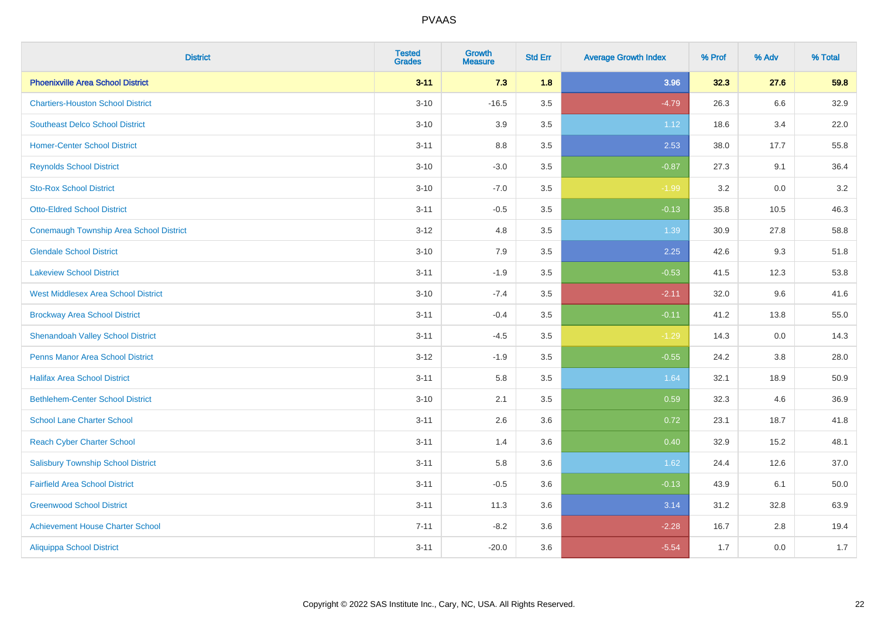# PVAAS

| District | Tested Grades | Growth Measure | Std Err | Average Growth Index | % Prof | % Adv | % Total |
|---|---|---|---|---|---|---|---|
| **Phoenixville Area School District** | **3-11** | **7.3** | **1.8** | **3.96** | **32.3** | **27.6** | **59.8** |
| Chartiers-Houston School District | 3-10 | -16.5 | 3.5 | -4.79 | 26.3 | 6.6 | 32.9 |
| Southeast Delco School District | 3-10 | 3.9 | 3.5 | 1.12 | 18.6 | 3.4 | 22.0 |
| Homer-Center School District | 3-11 | 8.8 | 3.5 | 2.53 | 38.0 | 17.7 | 55.8 |
| Reynolds School District | 3-10 | -3.0 | 3.5 | -0.87 | 27.3 | 9.1 | 36.4 |
| Sto-Rox School District | 3-10 | -7.0 | 3.5 | -1.99 | 3.2 | 0.0 | 3.2 |
| Otto-Eldred School District | 3-11 | -0.5 | 3.5 | -0.13 | 35.8 | 10.5 | 46.3 |
| Conemaugh Township Area School District | 3-12 | 4.8 | 3.5 | 1.39 | 30.9 | 27.8 | 58.8 |
| Glendale School District | 3-10 | 7.9 | 3.5 | 2.25 | 42.6 | 9.3 | 51.8 |
| Lakeview School District | 3-11 | -1.9 | 3.5 | -0.53 | 41.5 | 12.3 | 53.8 |
| West Middlesex Area School District | 3-10 | -7.4 | 3.5 | -2.11 | 32.0 | 9.6 | 41.6 |
| Brockway Area School District | 3-11 | -0.4 | 3.5 | -0.11 | 41.2 | 13.8 | 55.0 |
| Shenandoah Valley School District | 3-11 | -4.5 | 3.5 | -1.29 | 14.3 | 0.0 | 14.3 |
| Penns Manor Area School District | 3-12 | -1.9 | 3.5 | -0.55 | 24.2 | 3.8 | 28.0 |
| Halifax Area School District | 3-11 | 5.8 | 3.5 | 1.64 | 32.1 | 18.9 | 50.9 |
| Bethlehem-Center School District | 3-10 | 2.1 | 3.5 | 0.59 | 32.3 | 4.6 | 36.9 |
| School Lane Charter School | 3-11 | 2.6 | 3.6 | 0.72 | 23.1 | 18.7 | 41.8 |
| Reach Cyber Charter School | 3-11 | 1.4 | 3.6 | 0.40 | 32.9 | 15.2 | 48.1 |
| Salisbury Township School District | 3-11 | 5.8 | 3.6 | 1.62 | 24.4 | 12.6 | 37.0 |
| Fairfield Area School District | 3-11 | -0.5 | 3.6 | -0.13 | 43.9 | 6.1 | 50.0 |
| Greenwood School District | 3-11 | 11.3 | 3.6 | 3.14 | 31.2 | 32.8 | 63.9 |
| Achievement House Charter School | 7-11 | -8.2 | 3.6 | -2.28 | 16.7 | 2.8 | 19.4 |
| Aliquippa School District | 3-11 | -20.0 | 3.6 | -5.54 | 1.7 | 0.0 | 1.7 |

Copyright © 2022 SAS Institute Inc., Cary, NC, USA. All Rights Reserved.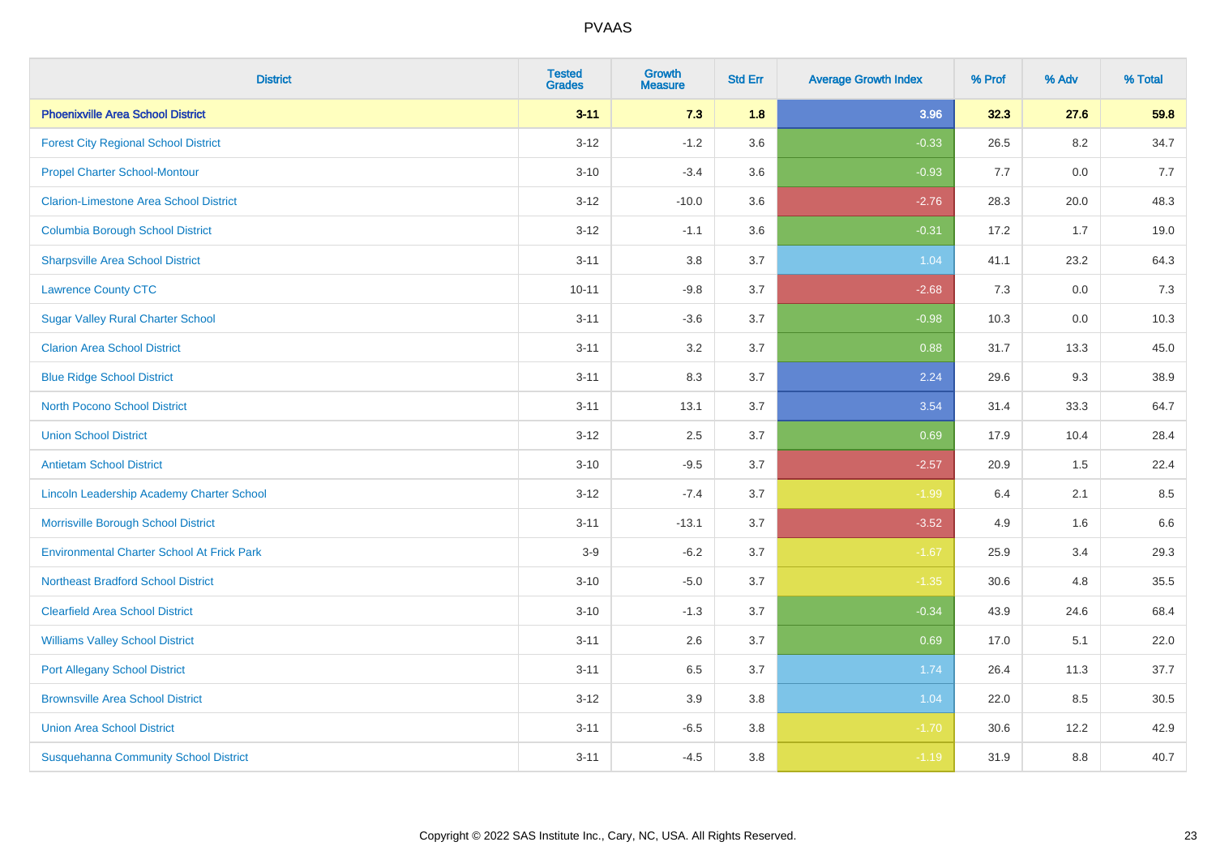# PVAAS

| District | Tested Grades | Growth Measure | Std Err | Average Growth Index | % Prof | % Adv | % Total |
|---|---|---|---|---|---|---|---|
| **Phoenixville Area School District** | **3-11** | **7.3** | **1.8** | **3.96** | **32.3** | **27.6** | **59.8** |
| Forest City Regional School District | 3-12 | -1.2 | 3.6 | -0.33 | 26.5 | 8.2 | 34.7 |
| Propel Charter School-Montour | 3-10 | -3.4 | 3.6 | -0.93 | 7.7 | 0.0 | 7.7 |
| Clarion-Limestone Area School District | 3-12 | -10.0 | 3.6 | -2.76 | 28.3 | 20.0 | 48.3 |
| Columbia Borough School District | 3-12 | -1.1 | 3.6 | -0.31 | 17.2 | 1.7 | 19.0 |
| Sharpsville Area School District | 3-11 | 3.8 | 3.7 | 1.04 | 41.1 | 23.2 | 64.3 |
| Lawrence County CTC | 10-11 | -9.8 | 3.7 | -2.68 | 7.3 | 0.0 | 7.3 |
| Sugar Valley Rural Charter School | 3-11 | -3.6 | 3.7 | -0.98 | 10.3 | 0.0 | 10.3 |
| Clarion Area School District | 3-11 | 3.2 | 3.7 | 0.88 | 31.7 | 13.3 | 45.0 |
| Blue Ridge School District | 3-11 | 8.3 | 3.7 | 2.24 | 29.6 | 9.3 | 38.9 |
| North Pocono School District | 3-11 | 13.1 | 3.7 | 3.54 | 31.4 | 33.3 | 64.7 |
| Union School District | 3-12 | 2.5 | 3.7 | 0.69 | 17.9 | 10.4 | 28.4 |
| Antietam School District | 3-10 | -9.5 | 3.7 | -2.57 | 20.9 | 1.5 | 22.4 |
| Lincoln Leadership Academy Charter School | 3-12 | -7.4 | 3.7 | -1.99 | 6.4 | 2.1 | 8.5 |
| Morrisville Borough School District | 3-11 | -13.1 | 3.7 | -3.52 | 4.9 | 1.6 | 6.6 |
| Environmental Charter School At Frick Park | 3-9 | -6.2 | 3.7 | -1.67 | 25.9 | 3.4 | 29.3 |
| Northeast Bradford School District | 3-10 | -5.0 | 3.7 | -1.35 | 30.6 | 4.8 | 35.5 |
| Clearfield Area School District | 3-10 | -1.3 | 3.7 | -0.34 | 43.9 | 24.6 | 68.4 |
| Williams Valley School District | 3-11 | 2.6 | 3.7 | 0.69 | 17.0 | 5.1 | 22.0 |
| Port Allegany School District | 3-11 | 6.5 | 3.7 | 1.74 | 26.4 | 11.3 | 37.7 |
| Brownsville Area School District | 3-12 | 3.9 | 3.8 | 1.04 | 22.0 | 8.5 | 30.5 |
| Union Area School District | 3-11 | -6.5 | 3.8 | -1.70 | 30.6 | 12.2 | 42.9 |
| Susquehanna Community School District | 3-11 | -4.5 | 3.8 | -1.19 | 31.9 | 8.8 | 40.7 |

Copyright © 2022 SAS Institute Inc., Cary, NC, USA. All Rights Reserved.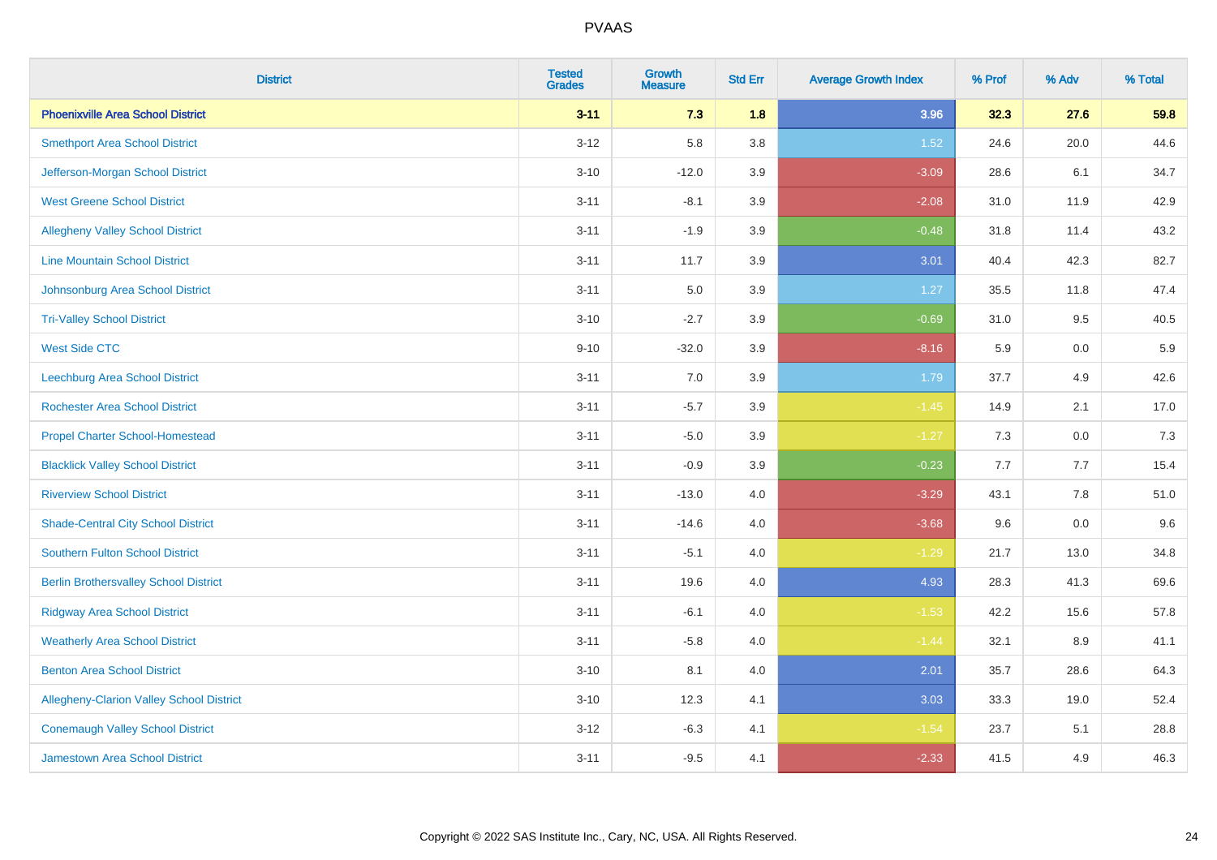| District | Tested Grades | Growth Measure | Std Err | Average Growth Index | % Prof | % Adv | % Total |
|---|---|---|---|---|---|---|---|
| **Phoenixville Area School District** | **3-11** | **7.3** | **1.8** | **3.96** | **32.3** | **27.6** | **59.8** |
| Smethport Area School District | 3-12 | 5.8 | 3.8 | 1.52 | 24.6 | 20.0 | 44.6 |
| Jefferson-Morgan School District | 3-10 | -12.0 | 3.9 | -3.09 | 28.6 | 6.1 | 34.7 |
| West Greene School District | 3-11 | -8.1 | 3.9 | -2.08 | 31.0 | 11.9 | 42.9 |
| Allegheny Valley School District | 3-11 | -1.9 | 3.9 | -0.48 | 31.8 | 11.4 | 43.2 |
| Line Mountain School District | 3-11 | 11.7 | 3.9 | 3.01 | 40.4 | 42.3 | 82.7 |
| Johnsonburg Area School District | 3-11 | 5.0 | 3.9 | 1.27 | 35.5 | 11.8 | 47.4 |
| Tri-Valley School District | 3-10 | -2.7 | 3.9 | -0.69 | 31.0 | 9.5 | 40.5 |
| West Side CTC | 9-10 | -32.0 | 3.9 | -8.16 | 5.9 | 0.0 | 5.9 |
| Leechburg Area School District | 3-11 | 7.0 | 3.9 | 1.79 | 37.7 | 4.9 | 42.6 |
| Rochester Area School District | 3-11 | -5.7 | 3.9 | -1.45 | 14.9 | 2.1 | 17.0 |
| Propel Charter School-Homestead | 3-11 | -5.0 | 3.9 | -1.27 | 7.3 | 0.0 | 7.3 |
| Blacklick Valley School District | 3-11 | -0.9 | 3.9 | -0.23 | 7.7 | 7.7 | 15.4 |
| Riverview School District | 3-11 | -13.0 | 4.0 | -3.29 | 43.1 | 7.8 | 51.0 |
| Shade-Central City School District | 3-11 | -14.6 | 4.0 | -3.68 | 9.6 | 0.0 | 9.6 |
| Southern Fulton School District | 3-11 | -5.1 | 4.0 | -1.29 | 21.7 | 13.0 | 34.8 |
| Berlin Brothersvalley School District | 3-11 | 19.6 | 4.0 | 4.93 | 28.3 | 41.3 | 69.6 |
| Ridgway Area School District | 3-11 | -6.1 | 4.0 | -1.53 | 42.2 | 15.6 | 57.8 |
| Weatherly Area School District | 3-11 | -5.8 | 4.0 | -1.44 | 32.1 | 8.9 | 41.1 |
| Benton Area School District | 3-10 | 8.1 | 4.0 | 2.01 | 35.7 | 28.6 | 64.3 |
| Allegheny-Clarion Valley School District | 3-10 | 12.3 | 4.1 | 3.03 | 33.3 | 19.0 | 52.4 |
| Conemaugh Valley School District | 3-12 | -6.3 | 4.1 | -1.54 | 23.7 | 5.1 | 28.8 |
| Jamestown Area School District | 3-11 | -9.5 | 4.1 | -2.33 | 41.5 | 4.9 | 46.3 |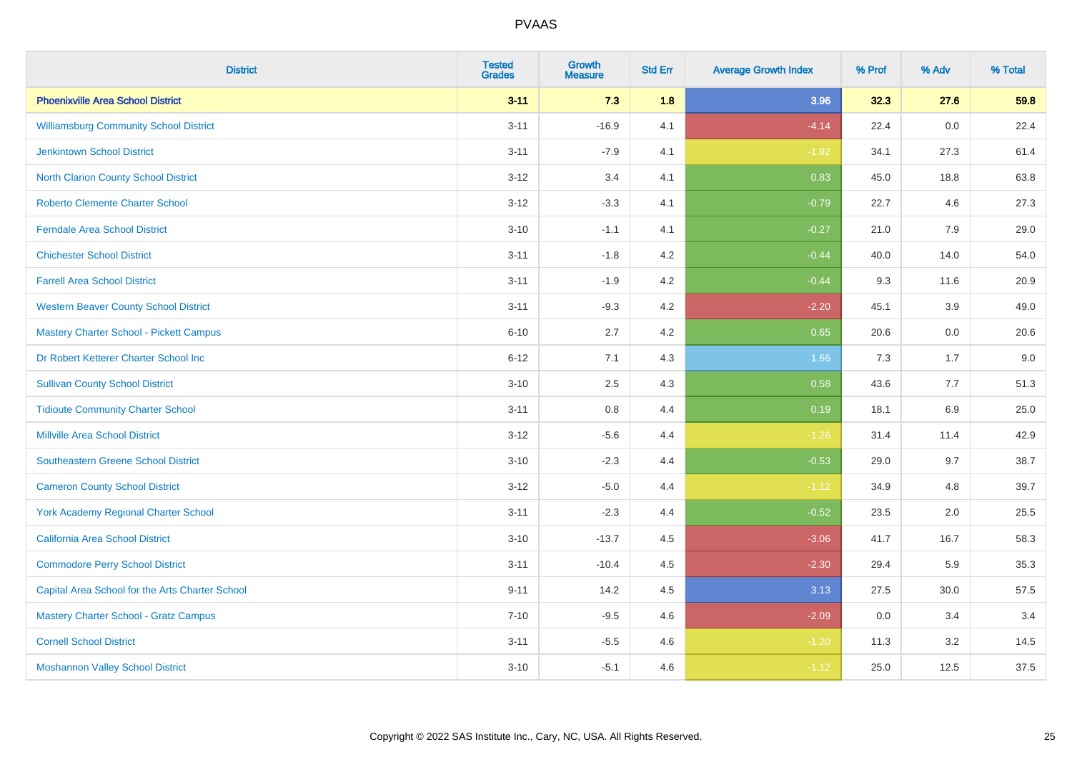# PVAAS

| District | Tested Grades | Growth Measure | Std Err | Average Growth Index | % Prof | % Adv | % Total |
|---|---|---|---|---|---|---|---|
| **Phoenixville Area School District** | **3-11** | **7.3** | **1.8** | **3.96** | **32.3** | **27.6** | **59.8** |
| Williamsburg Community School District | 3-11 | -16.9 | 4.1 | -4.14 | 22.4 | 0.0 | 22.4 |
| Jenkintown School District | 3-11 | -7.9 | 4.1 | -1.92 | 34.1 | 27.3 | 61.4 |
| North Clarion County School District | 3-12 | 3.4 | 4.1 | 0.83 | 45.0 | 18.8 | 63.8 |
| Roberto Clemente Charter School | 3-12 | -3.3 | 4.1 | -0.79 | 22.7 | 4.6 | 27.3 |
| Ferndale Area School District | 3-10 | -1.1 | 4.1 | -0.27 | 21.0 | 7.9 | 29.0 |
| Chichester School District | 3-11 | -1.8 | 4.2 | -0.44 | 40.0 | 14.0 | 54.0 |
| Farrell Area School District | 3-11 | -1.9 | 4.2 | -0.44 | 9.3 | 11.6 | 20.9 |
| Western Beaver County School District | 3-11 | -9.3 | 4.2 | -2.20 | 45.1 | 3.9 | 49.0 |
| Mastery Charter School - Pickett Campus | 6-10 | 2.7 | 4.2 | 0.65 | 20.6 | 0.0 | 20.6 |
| Dr Robert Ketterer Charter School Inc | 6-12 | 7.1 | 4.3 | 1.66 | 7.3 | 1.7 | 9.0 |
| Sullivan County School District | 3-10 | 2.5 | 4.3 | 0.58 | 43.6 | 7.7 | 51.3 |
| Tidioute Community Charter School | 3-11 | 0.8 | 4.4 | 0.19 | 18.1 | 6.9 | 25.0 |
| Millville Area School District | 3-12 | -5.6 | 4.4 | -1.26 | 31.4 | 11.4 | 42.9 |
| Southeastern Greene School District | 3-10 | -2.3 | 4.4 | -0.53 | 29.0 | 9.7 | 38.7 |
| Cameron County School District | 3-12 | -5.0 | 4.4 | -1.12 | 34.9 | 4.8 | 39.7 |
| York Academy Regional Charter School | 3-11 | -2.3 | 4.4 | -0.52 | 23.5 | 2.0 | 25.5 |
| California Area School District | 3-10 | -13.7 | 4.5 | -3.06 | 41.7 | 16.7 | 58.3 |
| Commodore Perry School District | 3-11 | -10.4 | 4.5 | -2.30 | 29.4 | 5.9 | 35.3 |
| Capital Area School for the Arts Charter School | 9-11 | 14.2 | 4.5 | 3.13 | 27.5 | 30.0 | 57.5 |
| Mastery Charter School - Gratz Campus | 7-10 | -9.5 | 4.6 | -2.09 | 0.0 | 3.4 | 3.4 |
| Cornell School District | 3-11 | -5.5 | 4.6 | -1.20 | 11.3 | 3.2 | 14.5 |
| Moshannon Valley School District | 3-10 | -5.1 | 4.6 | -1.12 | 25.0 | 12.5 | 37.5 |

Copyright © 2022 SAS Institute Inc., Cary, NC, USA. All Rights Reserved.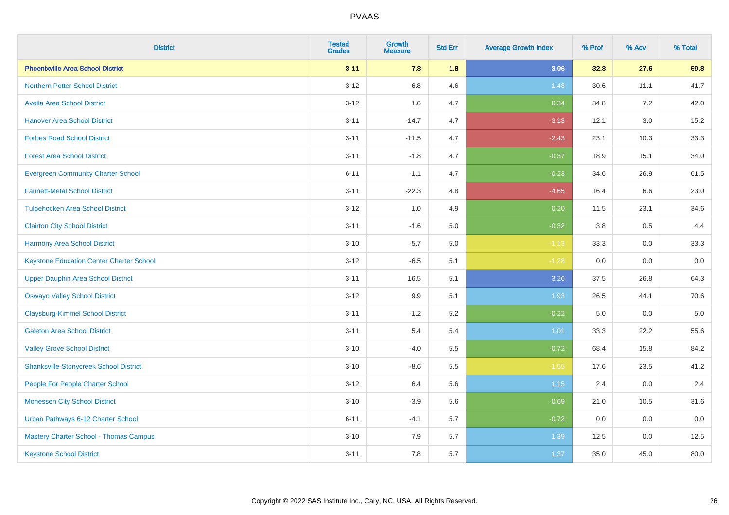# PVAAS

| District | Tested Grades | Growth Measure | Std Err | Average Growth Index | % Prof | % Adv | % Total |
|---|---|---|---|---|---|---|---|
| **Phoenixville Area School District** | **3-11** | **7.3** | **1.8** | **3.96** | **32.3** | **27.6** | **59.8** |
| Northern Potter School District | 3-12 | 6.8 | 4.6 | 1.48 | 30.6 | 11.1 | 41.7 |
| Avella Area School District | 3-12 | 1.6 | 4.7 | 0.34 | 34.8 | 7.2 | 42.0 |
| Hanover Area School District | 3-11 | -14.7 | 4.7 | -3.13 | 12.1 | 3.0 | 15.2 |
| Forbes Road School District | 3-11 | -11.5 | 4.7 | -2.43 | 23.1 | 10.3 | 33.3 |
| Forest Area School District | 3-11 | -1.8 | 4.7 | -0.37 | 18.9 | 15.1 | 34.0 |
| Evergreen Community Charter School | 6-11 | -1.1 | 4.7 | -0.23 | 34.6 | 26.9 | 61.5 |
| Fannett-Metal School District | 3-11 | -22.3 | 4.8 | -4.65 | 16.4 | 6.6 | 23.0 |
| Tulpehocken Area School District | 3-12 | 1.0 | 4.9 | 0.20 | 11.5 | 23.1 | 34.6 |
| Clairton City School District | 3-11 | -1.6 | 5.0 | -0.32 | 3.8 | 0.5 | 4.4 |
| Harmony Area School District | 3-10 | -5.7 | 5.0 | -1.13 | 33.3 | 0.0 | 33.3 |
| Keystone Education Center Charter School | 3-12 | -6.5 | 5.1 | -1.28 | 0.0 | 0.0 | 0.0 |
| Upper Dauphin Area School District | 3-11 | 16.5 | 5.1 | 3.26 | 37.5 | 26.8 | 64.3 |
| Oswayo Valley School District | 3-12 | 9.9 | 5.1 | 1.93 | 26.5 | 44.1 | 70.6 |
| Claysburg-Kimmel School District | 3-11 | -1.2 | 5.2 | -0.22 | 5.0 | 0.0 | 5.0 |
| Galeton Area School District | 3-11 | 5.4 | 5.4 | 1.01 | 33.3 | 22.2 | 55.6 |
| Valley Grove School District | 3-10 | -4.0 | 5.5 | -0.72 | 68.4 | 15.8 | 84.2 |
| Shanksville-Stonycreek School District | 3-10 | -8.6 | 5.5 | -1.55 | 17.6 | 23.5 | 41.2 |
| People For People Charter School | 3-12 | 6.4 | 5.6 | 1.15 | 2.4 | 0.0 | 2.4 |
| Monessen City School District | 3-10 | -3.9 | 5.6 | -0.69 | 21.0 | 10.5 | 31.6 |
| Urban Pathways 6-12 Charter School | 6-11 | -4.1 | 5.7 | -0.72 | 0.0 | 0.0 | 0.0 |
| Mastery Charter School - Thomas Campus | 3-10 | 7.9 | 5.7 | 1.39 | 12.5 | 0.0 | 12.5 |
| Keystone School District | 3-11 | 7.8 | 5.7 | 1.37 | 35.0 | 45.0 | 80.0 |

Copyright © 2022 SAS Institute Inc., Cary, NC, USA. All Rights Reserved.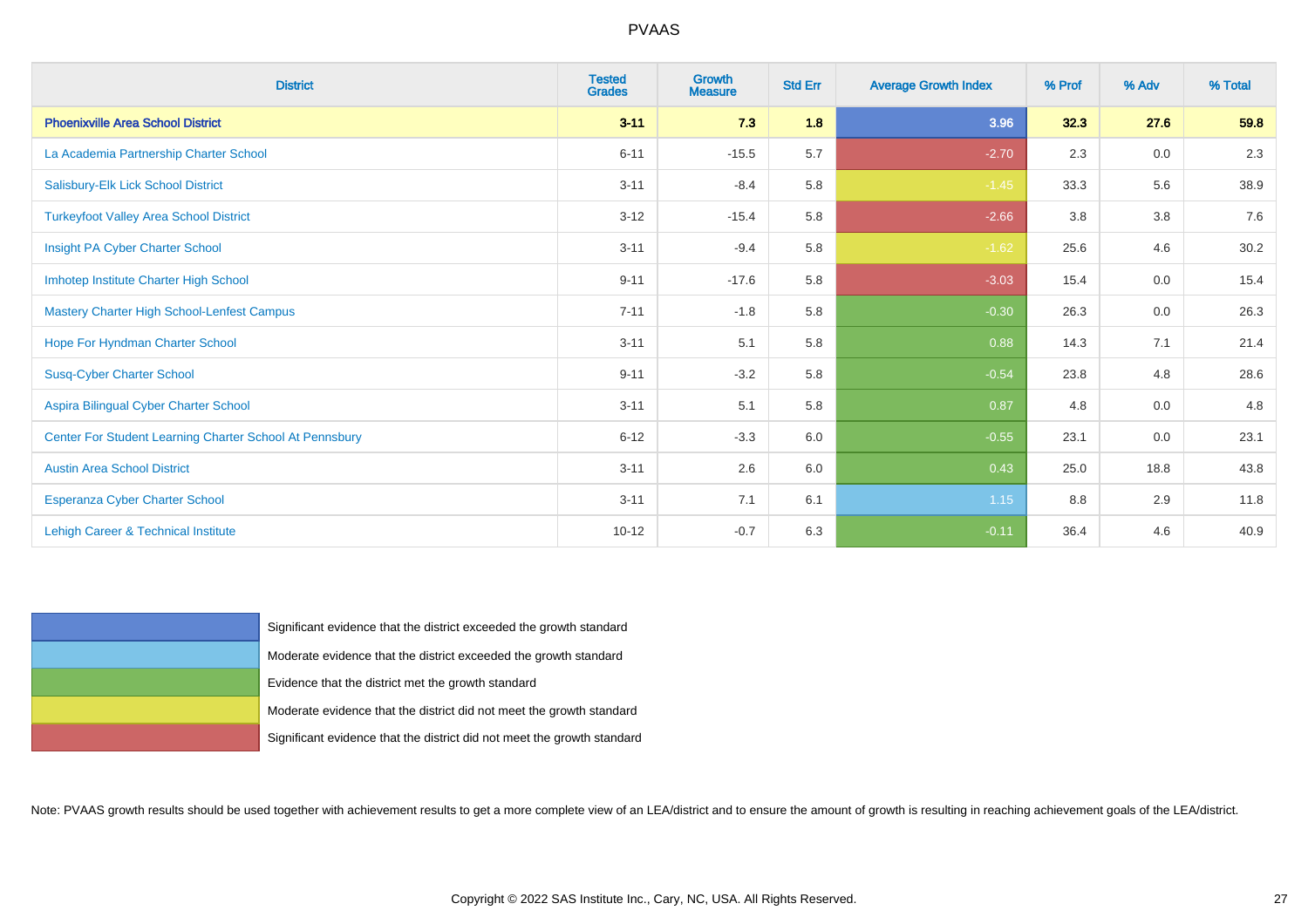PVAAS

| District | Tested Grades | Growth Measure | Std Err | Average Growth Index | % Prof | % Adv | % Total |
| --- | --- | --- | --- | --- | --- | --- | --- |
| **Phoenixville Area School District** | **3-11** | **7.3** | **1.8** | **3.96** | **32.3** | **27.6** | **59.8** |
| La Academia Partnership Charter School | 6-11 | -15.5 | 5.7 | -2.70 | 2.3 | 0.0 | 2.3 |
| Salisbury-Elk Lick School District | 3-11 | -8.4 | 5.8 | -1.45 | 33.3 | 5.6 | 38.9 |
| Turkeyfoot Valley Area School District | 3-12 | -15.4 | 5.8 | -2.66 | 3.8 | 3.8 | 7.6 |
| Insight PA Cyber Charter School | 3-11 | -9.4 | 5.8 | -1.62 | 25.6 | 4.6 | 30.2 |
| Imhotep Institute Charter High School | 9-11 | -17.6 | 5.8 | -3.03 | 15.4 | 0.0 | 15.4 |
| Mastery Charter High School-Lenfest Campus | 7-11 | -1.8 | 5.8 | -0.30 | 26.3 | 0.0 | 26.3 |
| Hope For Hyndman Charter School | 3-11 | 5.1 | 5.8 | 0.88 | 14.3 | 7.1 | 21.4 |
| Susq-Cyber Charter School | 9-11 | -3.2 | 5.8 | -0.54 | 23.8 | 4.8 | 28.6 |
| Aspira Bilingual Cyber Charter School | 3-11 | 5.1 | 5.8 | 0.87 | 4.8 | 0.0 | 4.8 |
| Center For Student Learning Charter School At Pennsbury | 6-12 | -3.3 | 6.0 | -0.55 | 23.1 | 0.0 | 23.1 |
| Austin Area School District | 3-11 | 2.6 | 6.0 | 0.43 | 25.0 | 18.8 | 43.8 |
| Esperanza Cyber Charter School | 3-11 | 7.1 | 6.1 | 1.15 | 8.8 | 2.9 | 11.8 |
| Lehigh Career & Technical Institute | 10-12 | -0.7 | 6.3 | -0.11 | 36.4 | 4.6 | 40.9 |

- Significant evidence that the district exceeded the growth standard
- Moderate evidence that the district exceeded the growth standard
- Evidence that the district met the growth standard
- Moderate evidence that the district did not meet the growth standard
- Significant evidence that the district did not meet the growth standard

Note: PVAAS growth results should be used together with achievement results to get a more complete view of an LEA/district and to ensure the amount of growth is resulting in reaching achievement goals of the LEA/district.

Copyright © 2022 SAS Institute Inc., Cary, NC, USA. All Rights Reserved.